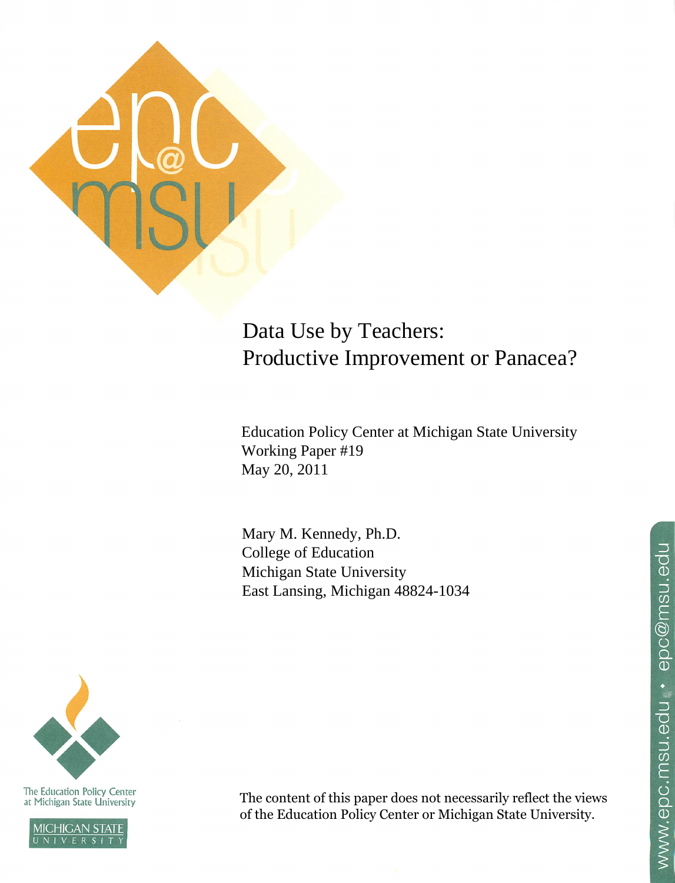# Data Use by Teachers: Productive Improvement or Panacea?

Education Policy Center at Michigan State University
Working Paper #19
May 20, 2011

Mary M. Kennedy, Ph.D.
College of Education
Michigan State University
East Lansing, Michigan 48824-1034

The Education Policy Center at Michigan State University

MICHIGAN STATE UNIVERSITY

The content of this paper does not necessarily reflect the views of the Education Policy Center or Michigan State University.

www.epc.msu.edu • epc@msu.edu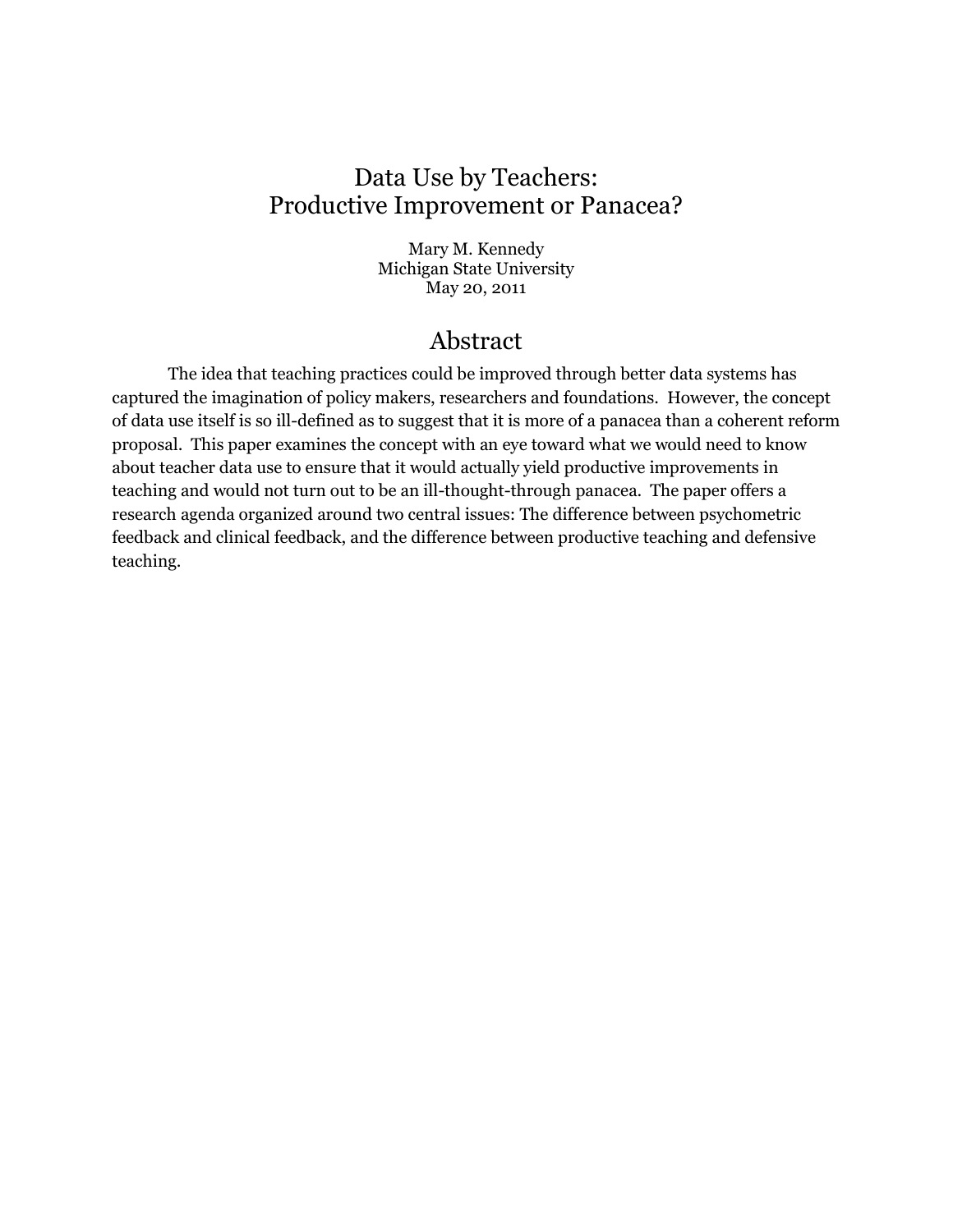# Data Use by Teachers:
# Productive Improvement or Panacea?

Mary M. Kennedy
Michigan State University
May 20, 2011

## Abstract

The idea that teaching practices could be improved through better data systems has captured the imagination of policy makers, researchers and foundations. However, the concept of data use itself is so ill-defined as to suggest that it is more of a panacea than a coherent reform proposal. This paper examines the concept with an eye toward what we would need to know about teacher data use to ensure that it would actually yield productive improvements in teaching and would not turn out to be an ill-thought-through panacea. The paper offers a research agenda organized around two central issues: The difference between psychometric feedback and clinical feedback, and the difference between productive teaching and defensive teaching.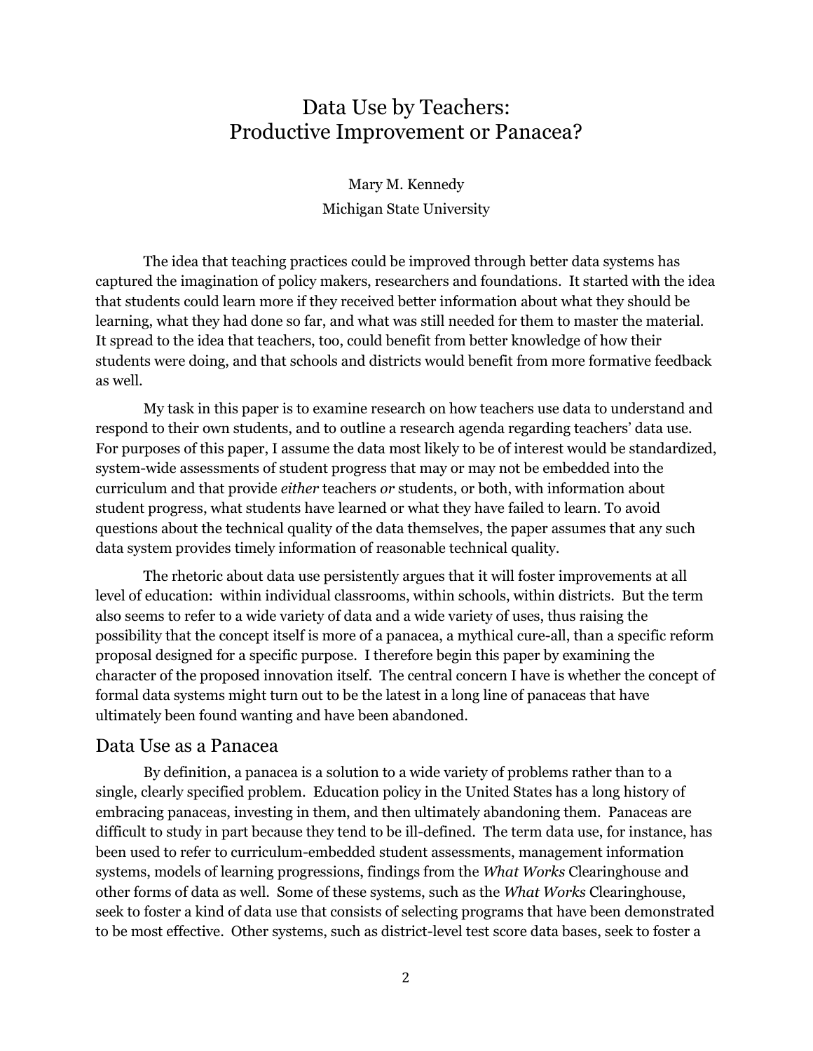# Data Use by Teachers: Productive Improvement or Panacea?

Mary M. Kennedy
Michigan State University

The idea that teaching practices could be improved through better data systems has captured the imagination of policy makers, researchers and foundations. It started with the idea that students could learn more if they received better information about what they should be learning, what they had done so far, and what was still needed for them to master the material. It spread to the idea that teachers, too, could benefit from better knowledge of how their students were doing, and that schools and districts would benefit from more formative feedback as well.

My task in this paper is to examine research on how teachers use data to understand and respond to their own students, and to outline a research agenda regarding teachers' data use. For purposes of this paper, I assume the data most likely to be of interest would be standardized, system-wide assessments of student progress that may or may not be embedded into the curriculum and that provide *either* teachers *or* students, or both, with information about student progress, what students have learned or what they have failed to learn. To avoid questions about the technical quality of the data themselves, the paper assumes that any such data system provides timely information of reasonable technical quality.

The rhetoric about data use persistently argues that it will foster improvements at all level of education: within individual classrooms, within schools, within districts. But the term also seems to refer to a wide variety of data and a wide variety of uses, thus raising the possibility that the concept itself is more of a panacea, a mythical cure-all, than a specific reform proposal designed for a specific purpose. I therefore begin this paper by examining the character of the proposed innovation itself. The central concern I have is whether the concept of formal data systems might turn out to be the latest in a long line of panaceas that have ultimately been found wanting and have been abandoned.

## Data Use as a Panacea

By definition, a panacea is a solution to a wide variety of problems rather than to a single, clearly specified problem. Education policy in the United States has a long history of embracing panaceas, investing in them, and then ultimately abandoning them. Panaceas are difficult to study in part because they tend to be ill-defined. The term data use, for instance, has been used to refer to curriculum-embedded student assessments, management information systems, models of learning progressions, findings from the *What Works* Clearinghouse and other forms of data as well. Some of these systems, such as the *What Works* Clearinghouse, seek to foster a kind of data use that consists of selecting programs that have been demonstrated to be most effective. Other systems, such as district-level test score data bases, seek to foster a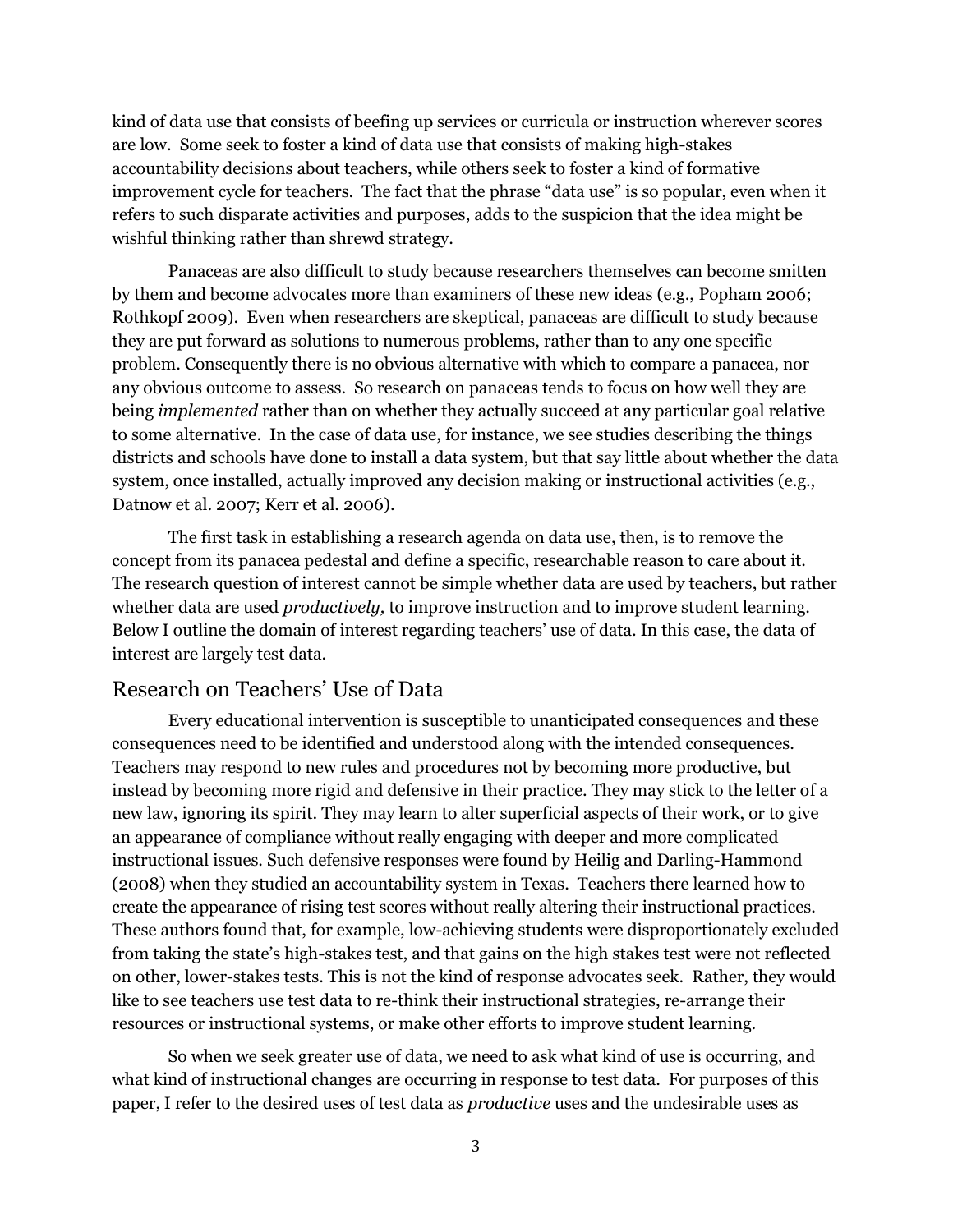kind of data use that consists of beefing up services or curricula or instruction wherever scores are low. Some seek to foster a kind of data use that consists of making high-stakes accountability decisions about teachers, while others seek to foster a kind of formative improvement cycle for teachers. The fact that the phrase "data use" is so popular, even when it refers to such disparate activities and purposes, adds to the suspicion that the idea might be wishful thinking rather than shrewd strategy.

Panaceas are also difficult to study because researchers themselves can become smitten by them and become advocates more than examiners of these new ideas (e.g., Popham 2006; Rothkopf 2009). Even when researchers are skeptical, panaceas are difficult to study because they are put forward as solutions to numerous problems, rather than to any one specific problem. Consequently there is no obvious alternative with which to compare a panacea, nor any obvious outcome to assess. So research on panaceas tends to focus on how well they are being *implemented* rather than on whether they actually succeed at any particular goal relative to some alternative. In the case of data use, for instance, we see studies describing the things districts and schools have done to install a data system, but that say little about whether the data system, once installed, actually improved any decision making or instructional activities (e.g., Datnow et al. 2007; Kerr et al. 2006).

The first task in establishing a research agenda on data use, then, is to remove the concept from its panacea pedestal and define a specific, researchable reason to care about it. The research question of interest cannot be simple whether data are used by teachers, but rather whether data are used *productively,* to improve instruction and to improve student learning. Below I outline the domain of interest regarding teachers' use of data. In this case, the data of interest are largely test data.

## Research on Teachers' Use of Data

Every educational intervention is susceptible to unanticipated consequences and these consequences need to be identified and understood along with the intended consequences. Teachers may respond to new rules and procedures not by becoming more productive, but instead by becoming more rigid and defensive in their practice. They may stick to the letter of a new law, ignoring its spirit. They may learn to alter superficial aspects of their work, or to give an appearance of compliance without really engaging with deeper and more complicated instructional issues. Such defensive responses were found by Heilig and Darling-Hammond (2008) when they studied an accountability system in Texas. Teachers there learned how to create the appearance of rising test scores without really altering their instructional practices. These authors found that, for example, low-achieving students were disproportionately excluded from taking the state's high-stakes test, and that gains on the high stakes test were not reflected on other, lower-stakes tests. This is not the kind of response advocates seek. Rather, they would like to see teachers use test data to re-think their instructional strategies, re-arrange their resources or instructional systems, or make other efforts to improve student learning.

So when we seek greater use of data, we need to ask what kind of use is occurring, and what kind of instructional changes are occurring in response to test data. For purposes of this paper, I refer to the desired uses of test data as *productive* uses and the undesirable uses as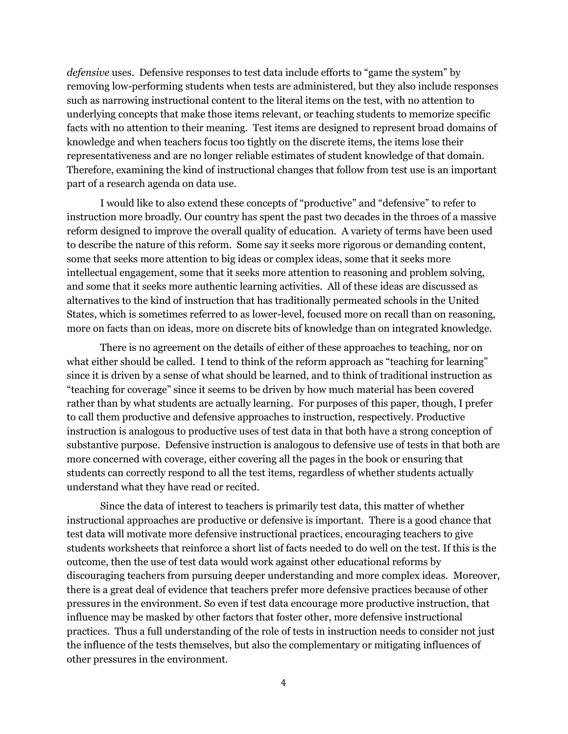*defensive* uses. Defensive responses to test data include efforts to "game the system" by removing low-performing students when tests are administered, but they also include responses such as narrowing instructional content to the literal items on the test, with no attention to underlying concepts that make those items relevant, or teaching students to memorize specific facts with no attention to their meaning. Test items are designed to represent broad domains of knowledge and when teachers focus too tightly on the discrete items, the items lose their representativeness and are no longer reliable estimates of student knowledge of that domain. Therefore, examining the kind of instructional changes that follow from test use is an important part of a research agenda on data use.

I would like to also extend these concepts of "productive" and "defensive" to refer to instruction more broadly. Our country has spent the past two decades in the throes of a massive reform designed to improve the overall quality of education. A variety of terms have been used to describe the nature of this reform. Some say it seeks more rigorous or demanding content, some that seeks more attention to big ideas or complex ideas, some that it seeks more intellectual engagement, some that it seeks more attention to reasoning and problem solving, and some that it seeks more authentic learning activities. All of these ideas are discussed as alternatives to the kind of instruction that has traditionally permeated schools in the United States, which is sometimes referred to as lower-level, focused more on recall than on reasoning, more on facts than on ideas, more on discrete bits of knowledge than on integrated knowledge.

There is no agreement on the details of either of these approaches to teaching, nor on what either should be called. I tend to think of the reform approach as "teaching for learning" since it is driven by a sense of what should be learned, and to think of traditional instruction as "teaching for coverage" since it seems to be driven by how much material has been covered rather than by what students are actually learning. For purposes of this paper, though, I prefer to call them productive and defensive approaches to instruction, respectively. Productive instruction is analogous to productive uses of test data in that both have a strong conception of substantive purpose. Defensive instruction is analogous to defensive use of tests in that both are more concerned with coverage, either covering all the pages in the book or ensuring that students can correctly respond to all the test items, regardless of whether students actually understand what they have read or recited.

Since the data of interest to teachers is primarily test data, this matter of whether instructional approaches are productive or defensive is important. There is a good chance that test data will motivate more defensive instructional practices, encouraging teachers to give students worksheets that reinforce a short list of facts needed to do well on the test. If this is the outcome, then the use of test data would work against other educational reforms by discouraging teachers from pursuing deeper understanding and more complex ideas. Moreover, there is a great deal of evidence that teachers prefer more defensive practices because of other pressures in the environment. So even if test data encourage more productive instruction, that influence may be masked by other factors that foster other, more defensive instructional practices. Thus a full understanding of the role of tests in instruction needs to consider not just the influence of the tests themselves, but also the complementary or mitigating influences of other pressures in the environment.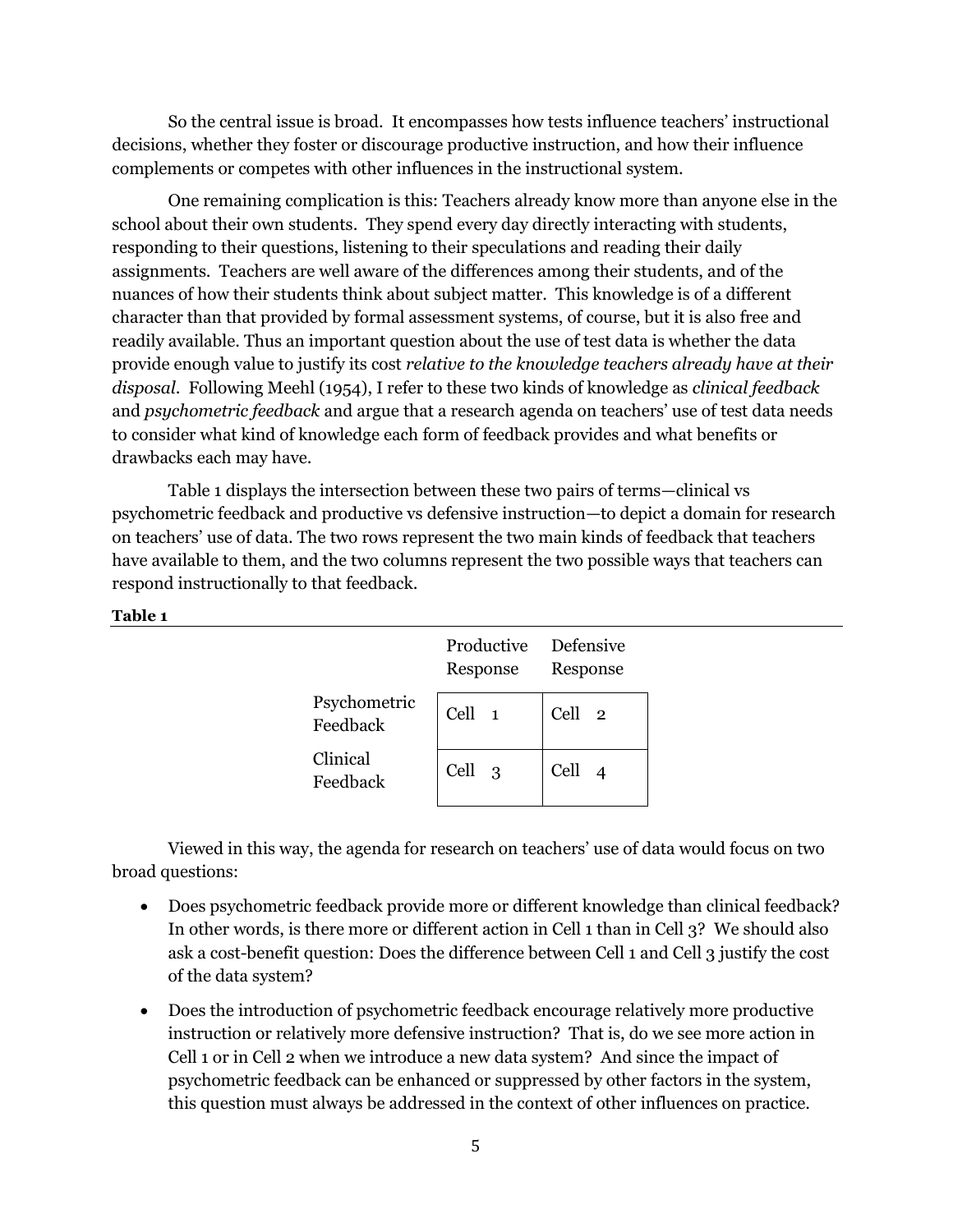So the central issue is broad. It encompasses how tests influence teachers' instructional decisions, whether they foster or discourage productive instruction, and how their influence complements or competes with other influences in the instructional system.

One remaining complication is this: Teachers already know more than anyone else in the school about their own students. They spend every day directly interacting with students, responding to their questions, listening to their speculations and reading their daily assignments. Teachers are well aware of the differences among their students, and of the nuances of how their students think about subject matter. This knowledge is of a different character than that provided by formal assessment systems, of course, but it is also free and readily available. Thus an important question about the use of test data is whether the data provide enough value to justify its cost *relative to the knowledge teachers already have at their disposal*. Following Meehl (1954), I refer to these two kinds of knowledge as *clinical feedback* and *psychometric feedback* and argue that a research agenda on teachers' use of test data needs to consider what kind of knowledge each form of feedback provides and what benefits or drawbacks each may have.

Table 1 displays the intersection between these two pairs of terms—clinical vs psychometric feedback and productive vs defensive instruction—to depict a domain for research on teachers' use of data. The two rows represent the two main kinds of feedback that teachers have available to them, and the two columns represent the two possible ways that teachers can respond instructionally to that feedback.

**Table 1**

| | Productive Response | Defensive Response |
|---|---|---|
| Psychometric Feedback | Cell 1 | Cell 2 |
| Clinical Feedback | Cell 3 | Cell 4 |

Viewed in this way, the agenda for research on teachers' use of data would focus on two broad questions:

- Does psychometric feedback provide more or different knowledge than clinical feedback? In other words, is there more or different action in Cell 1 than in Cell 3? We should also ask a cost-benefit question: Does the difference between Cell 1 and Cell 3 justify the cost of the data system?
- Does the introduction of psychometric feedback encourage relatively more productive instruction or relatively more defensive instruction? That is, do we see more action in Cell 1 or in Cell 2 when we introduce a new data system? And since the impact of psychometric feedback can be enhanced or suppressed by other factors in the system, this question must always be addressed in the context of other influences on practice.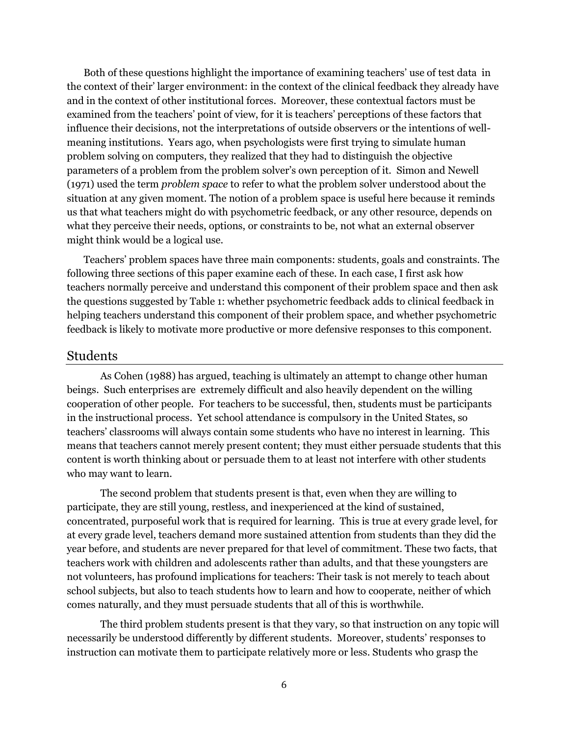Both of these questions highlight the importance of examining teachers' use of test data in the context of their' larger environment: in the context of the clinical feedback they already have and in the context of other institutional forces. Moreover, these contextual factors must be examined from the teachers' point of view, for it is teachers' perceptions of these factors that influence their decisions, not the interpretations of outside observers or the intentions of well-meaning institutions. Years ago, when psychologists were first trying to simulate human problem solving on computers, they realized that they had to distinguish the objective parameters of a problem from the problem solver's own perception of it. Simon and Newell (1971) used the term *problem space* to refer to what the problem solver understood about the situation at any given moment. The notion of a problem space is useful here because it reminds us that what teachers might do with psychometric feedback, or any other resource, depends on what they perceive their needs, options, or constraints to be, not what an external observer might think would be a logical use.

Teachers' problem spaces have three main components: students, goals and constraints. The following three sections of this paper examine each of these. In each case, I first ask how teachers normally perceive and understand this component of their problem space and then ask the questions suggested by Table 1: whether psychometric feedback adds to clinical feedback in helping teachers understand this component of their problem space, and whether psychometric feedback is likely to motivate more productive or more defensive responses to this component.

## Students

As Cohen (1988) has argued, teaching is ultimately an attempt to change other human beings. Such enterprises are extremely difficult and also heavily dependent on the willing cooperation of other people. For teachers to be successful, then, students must be participants in the instructional process. Yet school attendance is compulsory in the United States, so teachers' classrooms will always contain some students who have no interest in learning. This means that teachers cannot merely present content; they must either persuade students that this content is worth thinking about or persuade them to at least not interfere with other students who may want to learn.

The second problem that students present is that, even when they are willing to participate, they are still young, restless, and inexperienced at the kind of sustained, concentrated, purposeful work that is required for learning. This is true at every grade level, for at every grade level, teachers demand more sustained attention from students than they did the year before, and students are never prepared for that level of commitment. These two facts, that teachers work with children and adolescents rather than adults, and that these youngsters are not volunteers, has profound implications for teachers: Their task is not merely to teach about school subjects, but also to teach students how to learn and how to cooperate, neither of which comes naturally, and they must persuade students that all of this is worthwhile.

The third problem students present is that they vary, so that instruction on any topic will necessarily be understood differently by different students. Moreover, students' responses to instruction can motivate them to participate relatively more or less. Students who grasp the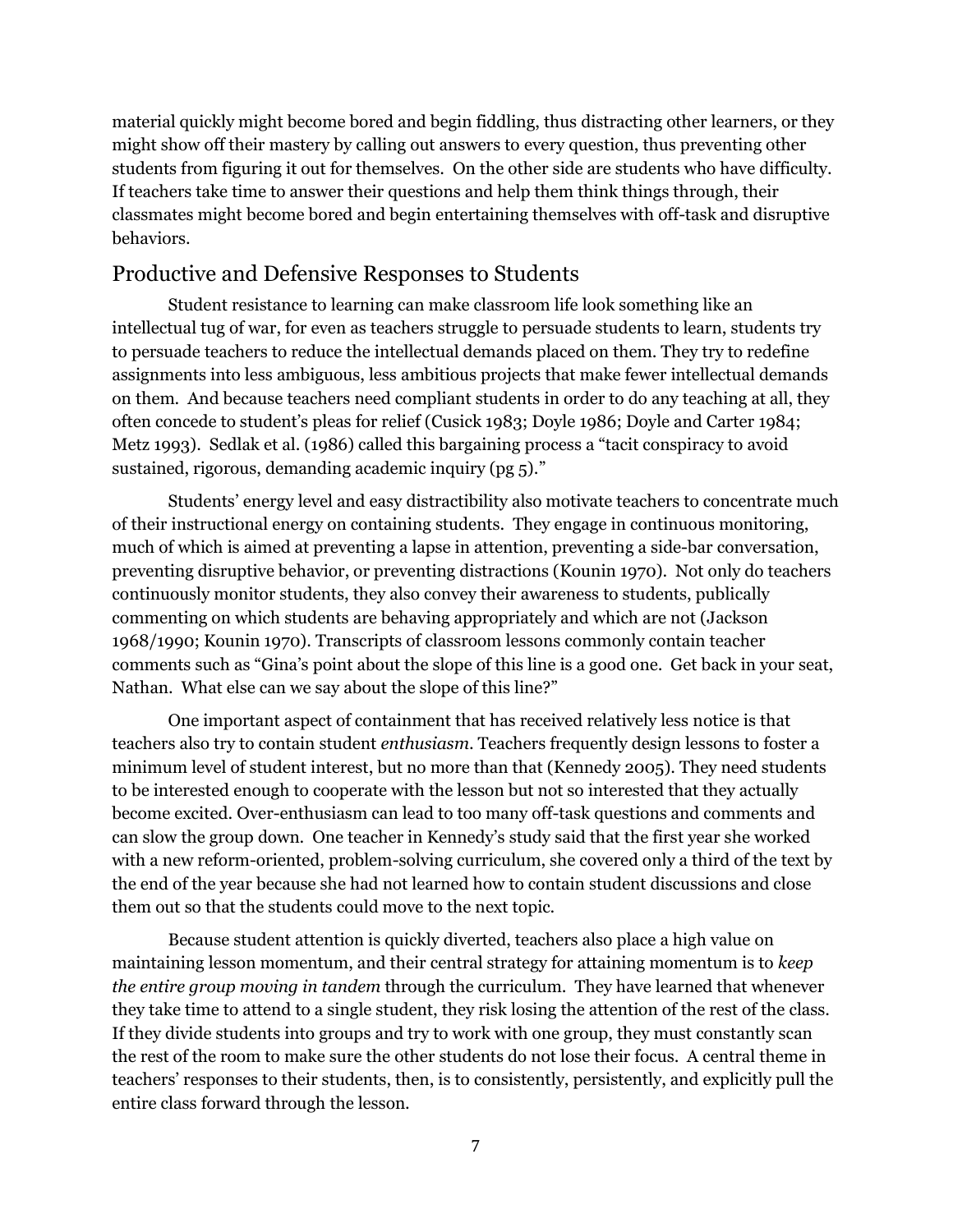material quickly might become bored and begin fiddling, thus distracting other learners, or they might show off their mastery by calling out answers to every question, thus preventing other students from figuring it out for themselves. On the other side are students who have difficulty. If teachers take time to answer their questions and help them think things through, their classmates might become bored and begin entertaining themselves with off-task and disruptive behaviors.

## Productive and Defensive Responses to Students

Student resistance to learning can make classroom life look something like an intellectual tug of war, for even as teachers struggle to persuade students to learn, students try to persuade teachers to reduce the intellectual demands placed on them. They try to redefine assignments into less ambiguous, less ambitious projects that make fewer intellectual demands on them. And because teachers need compliant students in order to do any teaching at all, they often concede to student's pleas for relief (Cusick 1983; Doyle 1986; Doyle and Carter 1984; Metz 1993). Sedlak et al. (1986) called this bargaining process a "tacit conspiracy to avoid sustained, rigorous, demanding academic inquiry (pg 5)."

Students' energy level and easy distractibility also motivate teachers to concentrate much of their instructional energy on containing students. They engage in continuous monitoring, much of which is aimed at preventing a lapse in attention, preventing a side-bar conversation, preventing disruptive behavior, or preventing distractions (Kounin 1970). Not only do teachers continuously monitor students, they also convey their awareness to students, publically commenting on which students are behaving appropriately and which are not (Jackson 1968/1990; Kounin 1970). Transcripts of classroom lessons commonly contain teacher comments such as "Gina's point about the slope of this line is a good one. Get back in your seat, Nathan. What else can we say about the slope of this line?"

One important aspect of containment that has received relatively less notice is that teachers also try to contain student *enthusiasm*. Teachers frequently design lessons to foster a minimum level of student interest, but no more than that (Kennedy 2005). They need students to be interested enough to cooperate with the lesson but not so interested that they actually become excited. Over-enthusiasm can lead to too many off-task questions and comments and can slow the group down. One teacher in Kennedy's study said that the first year she worked with a new reform-oriented, problem-solving curriculum, she covered only a third of the text by the end of the year because she had not learned how to contain student discussions and close them out so that the students could move to the next topic.

Because student attention is quickly diverted, teachers also place a high value on maintaining lesson momentum, and their central strategy for attaining momentum is to *keep the entire group moving in tandem* through the curriculum. They have learned that whenever they take time to attend to a single student, they risk losing the attention of the rest of the class. If they divide students into groups and try to work with one group, they must constantly scan the rest of the room to make sure the other students do not lose their focus. A central theme in teachers' responses to their students, then, is to consistently, persistently, and explicitly pull the entire class forward through the lesson.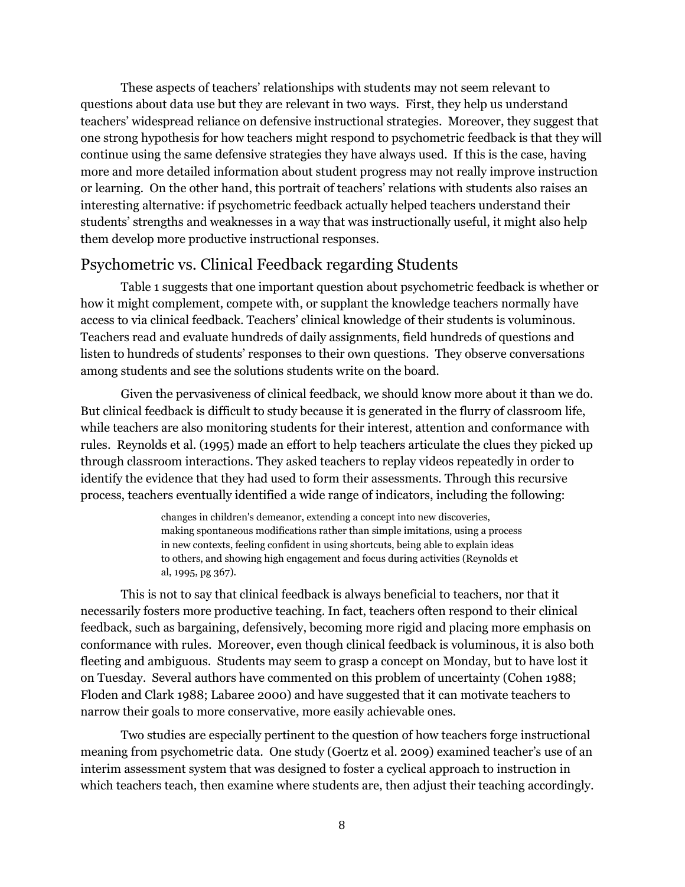These aspects of teachers' relationships with students may not seem relevant to questions about data use but they are relevant in two ways. First, they help us understand teachers' widespread reliance on defensive instructional strategies. Moreover, they suggest that one strong hypothesis for how teachers might respond to psychometric feedback is that they will continue using the same defensive strategies they have always used. If this is the case, having more and more detailed information about student progress may not really improve instruction or learning. On the other hand, this portrait of teachers' relations with students also raises an interesting alternative: if psychometric feedback actually helped teachers understand their students' strengths and weaknesses in a way that was instructionally useful, it might also help them develop more productive instructional responses.

## Psychometric vs. Clinical Feedback regarding Students

Table 1 suggests that one important question about psychometric feedback is whether or how it might complement, compete with, or supplant the knowledge teachers normally have access to via clinical feedback. Teachers' clinical knowledge of their students is voluminous. Teachers read and evaluate hundreds of daily assignments, field hundreds of questions and listen to hundreds of students' responses to their own questions. They observe conversations among students and see the solutions students write on the board.

Given the pervasiveness of clinical feedback, we should know more about it than we do. But clinical feedback is difficult to study because it is generated in the flurry of classroom life, while teachers are also monitoring students for their interest, attention and conformance with rules. Reynolds et al. (1995) made an effort to help teachers articulate the clues they picked up through classroom interactions. They asked teachers to replay videos repeatedly in order to identify the evidence that they had used to form their assessments. Through this recursive process, teachers eventually identified a wide range of indicators, including the following:

> changes in children's demeanor, extending a concept into new discoveries, making spontaneous modifications rather than simple imitations, using a process in new contexts, feeling confident in using shortcuts, being able to explain ideas to others, and showing high engagement and focus during activities (Reynolds et al, 1995, pg 367).

This is not to say that clinical feedback is always beneficial to teachers, nor that it necessarily fosters more productive teaching. In fact, teachers often respond to their clinical feedback, such as bargaining, defensively, becoming more rigid and placing more emphasis on conformance with rules. Moreover, even though clinical feedback is voluminous, it is also both fleeting and ambiguous. Students may seem to grasp a concept on Monday, but to have lost it on Tuesday. Several authors have commented on this problem of uncertainty (Cohen 1988; Floden and Clark 1988; Labaree 2000) and have suggested that it can motivate teachers to narrow their goals to more conservative, more easily achievable ones.

Two studies are especially pertinent to the question of how teachers forge instructional meaning from psychometric data. One study (Goertz et al. 2009) examined teacher's use of an interim assessment system that was designed to foster a cyclical approach to instruction in which teachers teach, then examine where students are, then adjust their teaching accordingly.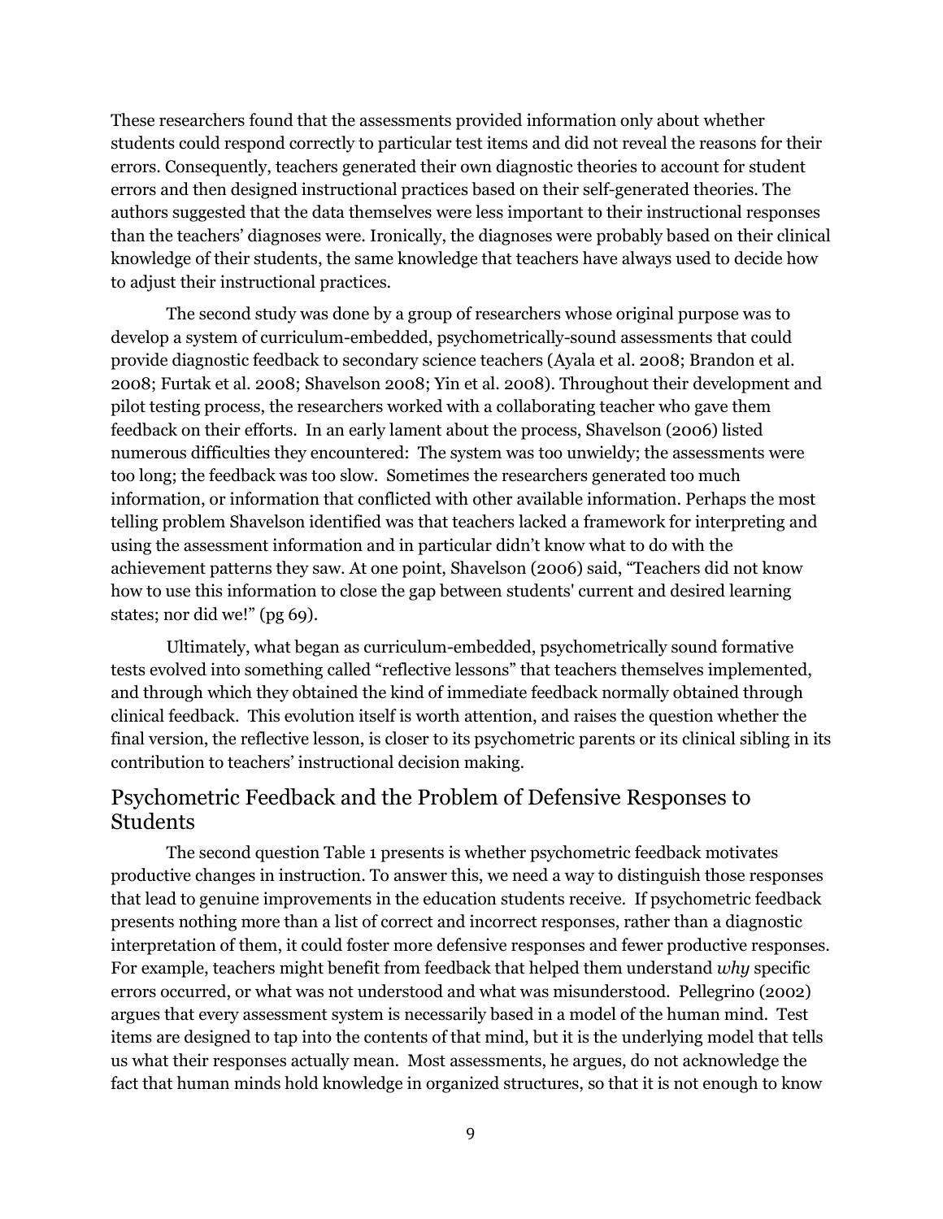These researchers found that the assessments provided information only about whether students could respond correctly to particular test items and did not reveal the reasons for their errors. Consequently, teachers generated their own diagnostic theories to account for student errors and then designed instructional practices based on their self-generated theories. The authors suggested that the data themselves were less important to their instructional responses than the teachers' diagnoses were. Ironically, the diagnoses were probably based on their clinical knowledge of their students, the same knowledge that teachers have always used to decide how to adjust their instructional practices.

The second study was done by a group of researchers whose original purpose was to develop a system of curriculum-embedded, psychometrically-sound assessments that could provide diagnostic feedback to secondary science teachers (Ayala et al. 2008; Brandon et al. 2008; Furtak et al. 2008; Shavelson 2008; Yin et al. 2008). Throughout their development and pilot testing process, the researchers worked with a collaborating teacher who gave them feedback on their efforts. In an early lament about the process, Shavelson (2006) listed numerous difficulties they encountered: The system was too unwieldy; the assessments were too long; the feedback was too slow. Sometimes the researchers generated too much information, or information that conflicted with other available information. Perhaps the most telling problem Shavelson identified was that teachers lacked a framework for interpreting and using the assessment information and in particular didn't know what to do with the achievement patterns they saw. At one point, Shavelson (2006) said, "Teachers did not know how to use this information to close the gap between students' current and desired learning states; nor did we!" (pg 69).

Ultimately, what began as curriculum-embedded, psychometrically sound formative tests evolved into something called "reflective lessons" that teachers themselves implemented, and through which they obtained the kind of immediate feedback normally obtained through clinical feedback. This evolution itself is worth attention, and raises the question whether the final version, the reflective lesson, is closer to its psychometric parents or its clinical sibling in its contribution to teachers' instructional decision making.

## Psychometric Feedback and the Problem of Defensive Responses to Students

The second question Table 1 presents is whether psychometric feedback motivates productive changes in instruction. To answer this, we need a way to distinguish those responses that lead to genuine improvements in the education students receive. If psychometric feedback presents nothing more than a list of correct and incorrect responses, rather than a diagnostic interpretation of them, it could foster more defensive responses and fewer productive responses. For example, teachers might benefit from feedback that helped them understand *why* specific errors occurred, or what was not understood and what was misunderstood. Pellegrino (2002) argues that every assessment system is necessarily based in a model of the human mind. Test items are designed to tap into the contents of that mind, but it is the underlying model that tells us what their responses actually mean. Most assessments, he argues, do not acknowledge the fact that human minds hold knowledge in organized structures, so that it is not enough to know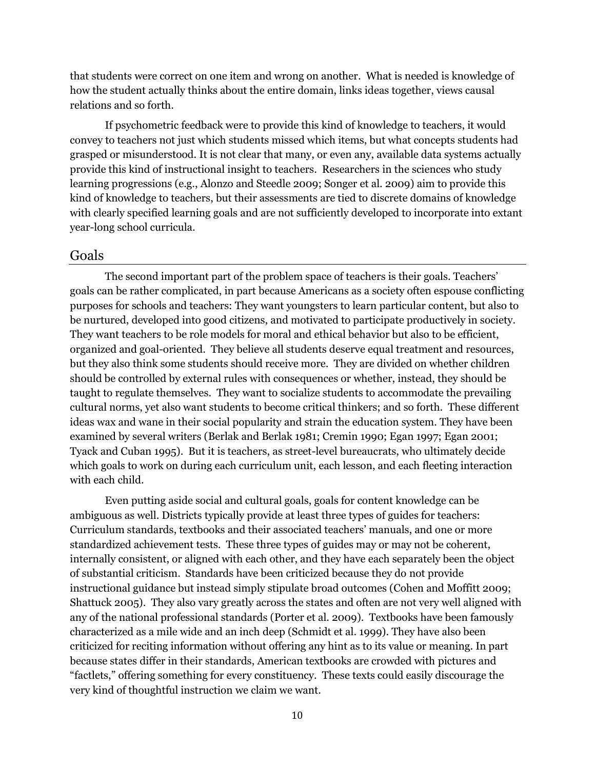that students were correct on one item and wrong on another. What is needed is knowledge of how the student actually thinks about the entire domain, links ideas together, views causal relations and so forth.

If psychometric feedback were to provide this kind of knowledge to teachers, it would convey to teachers not just which students missed which items, but what concepts students had grasped or misunderstood. It is not clear that many, or even any, available data systems actually provide this kind of instructional insight to teachers. Researchers in the sciences who study learning progressions (e.g., Alonzo and Steedle 2009; Songer et al. 2009) aim to provide this kind of knowledge to teachers, but their assessments are tied to discrete domains of knowledge with clearly specified learning goals and are not sufficiently developed to incorporate into extant year-long school curricula.

## Goals

The second important part of the problem space of teachers is their goals. Teachers' goals can be rather complicated, in part because Americans as a society often espouse conflicting purposes for schools and teachers: They want youngsters to learn particular content, but also to be nurtured, developed into good citizens, and motivated to participate productively in society. They want teachers to be role models for moral and ethical behavior but also to be efficient, organized and goal-oriented. They believe all students deserve equal treatment and resources, but they also think some students should receive more. They are divided on whether children should be controlled by external rules with consequences or whether, instead, they should be taught to regulate themselves. They want to socialize students to accommodate the prevailing cultural norms, yet also want students to become critical thinkers; and so forth. These different ideas wax and wane in their social popularity and strain the education system. They have been examined by several writers (Berlak and Berlak 1981; Cremin 1990; Egan 1997; Egan 2001; Tyack and Cuban 1995). But it is teachers, as street-level bureaucrats, who ultimately decide which goals to work on during each curriculum unit, each lesson, and each fleeting interaction with each child.

Even putting aside social and cultural goals, goals for content knowledge can be ambiguous as well. Districts typically provide at least three types of guides for teachers: Curriculum standards, textbooks and their associated teachers' manuals, and one or more standardized achievement tests. These three types of guides may or may not be coherent, internally consistent, or aligned with each other, and they have each separately been the object of substantial criticism. Standards have been criticized because they do not provide instructional guidance but instead simply stipulate broad outcomes (Cohen and Moffitt 2009; Shattuck 2005). They also vary greatly across the states and often are not very well aligned with any of the national professional standards (Porter et al. 2009). Textbooks have been famously characterized as a mile wide and an inch deep (Schmidt et al. 1999). They have also been criticized for reciting information without offering any hint as to its value or meaning. In part because states differ in their standards, American textbooks are crowded with pictures and "factlets," offering something for every constituency. These texts could easily discourage the very kind of thoughtful instruction we claim we want.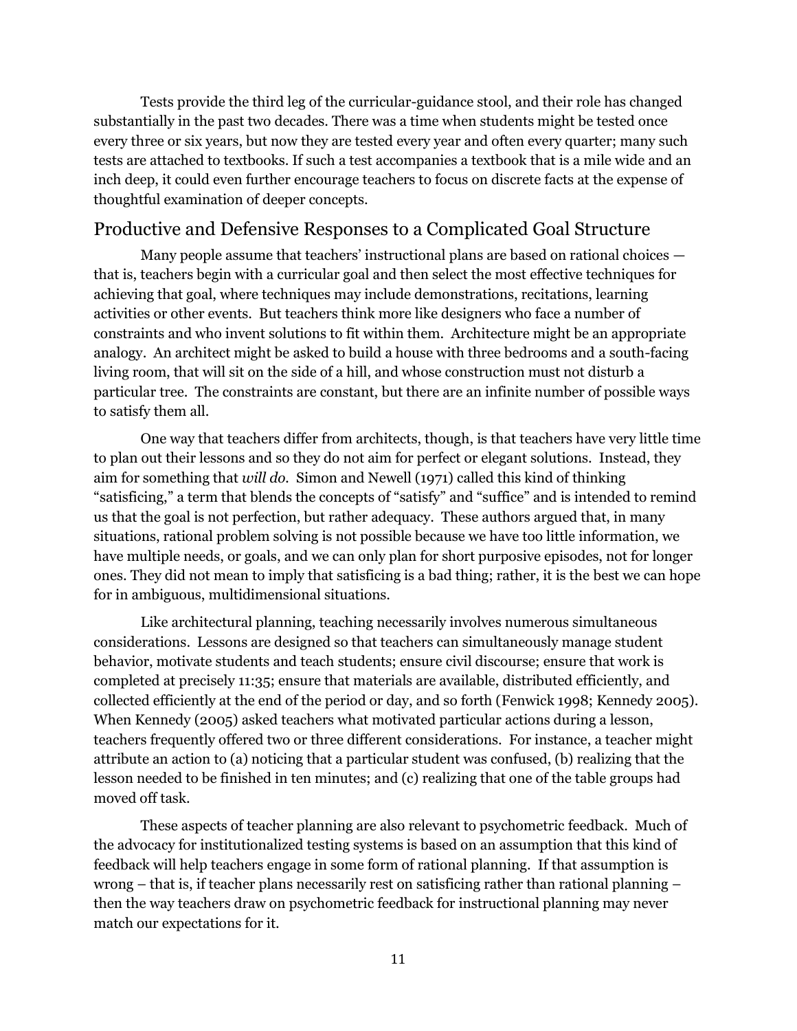Tests provide the third leg of the curricular-guidance stool, and their role has changed substantially in the past two decades. There was a time when students might be tested once every three or six years, but now they are tested every year and often every quarter; many such tests are attached to textbooks. If such a test accompanies a textbook that is a mile wide and an inch deep, it could even further encourage teachers to focus on discrete facts at the expense of thoughtful examination of deeper concepts.

## Productive and Defensive Responses to a Complicated Goal Structure

Many people assume that teachers' instructional plans are based on rational choices — that is, teachers begin with a curricular goal and then select the most effective techniques for achieving that goal, where techniques may include demonstrations, recitations, learning activities or other events. But teachers think more like designers who face a number of constraints and who invent solutions to fit within them. Architecture might be an appropriate analogy. An architect might be asked to build a house with three bedrooms and a south-facing living room, that will sit on the side of a hill, and whose construction must not disturb a particular tree. The constraints are constant, but there are an infinite number of possible ways to satisfy them all.

One way that teachers differ from architects, though, is that teachers have very little time to plan out their lessons and so they do not aim for perfect or elegant solutions. Instead, they aim for something that *will do.* Simon and Newell (1971) called this kind of thinking "satisficing," a term that blends the concepts of "satisfy" and "suffice" and is intended to remind us that the goal is not perfection, but rather adequacy. These authors argued that, in many situations, rational problem solving is not possible because we have too little information, we have multiple needs, or goals, and we can only plan for short purposive episodes, not for longer ones. They did not mean to imply that satisficing is a bad thing; rather, it is the best we can hope for in ambiguous, multidimensional situations.

Like architectural planning, teaching necessarily involves numerous simultaneous considerations. Lessons are designed so that teachers can simultaneously manage student behavior, motivate students and teach students; ensure civil discourse; ensure that work is completed at precisely 11:35; ensure that materials are available, distributed efficiently, and collected efficiently at the end of the period or day, and so forth (Fenwick 1998; Kennedy 2005). When Kennedy (2005) asked teachers what motivated particular actions during a lesson, teachers frequently offered two or three different considerations. For instance, a teacher might attribute an action to (a) noticing that a particular student was confused, (b) realizing that the lesson needed to be finished in ten minutes; and (c) realizing that one of the table groups had moved off task.

These aspects of teacher planning are also relevant to psychometric feedback. Much of the advocacy for institutionalized testing systems is based on an assumption that this kind of feedback will help teachers engage in some form of rational planning. If that assumption is wrong – that is, if teacher plans necessarily rest on satisficing rather than rational planning – then the way teachers draw on psychometric feedback for instructional planning may never match our expectations for it.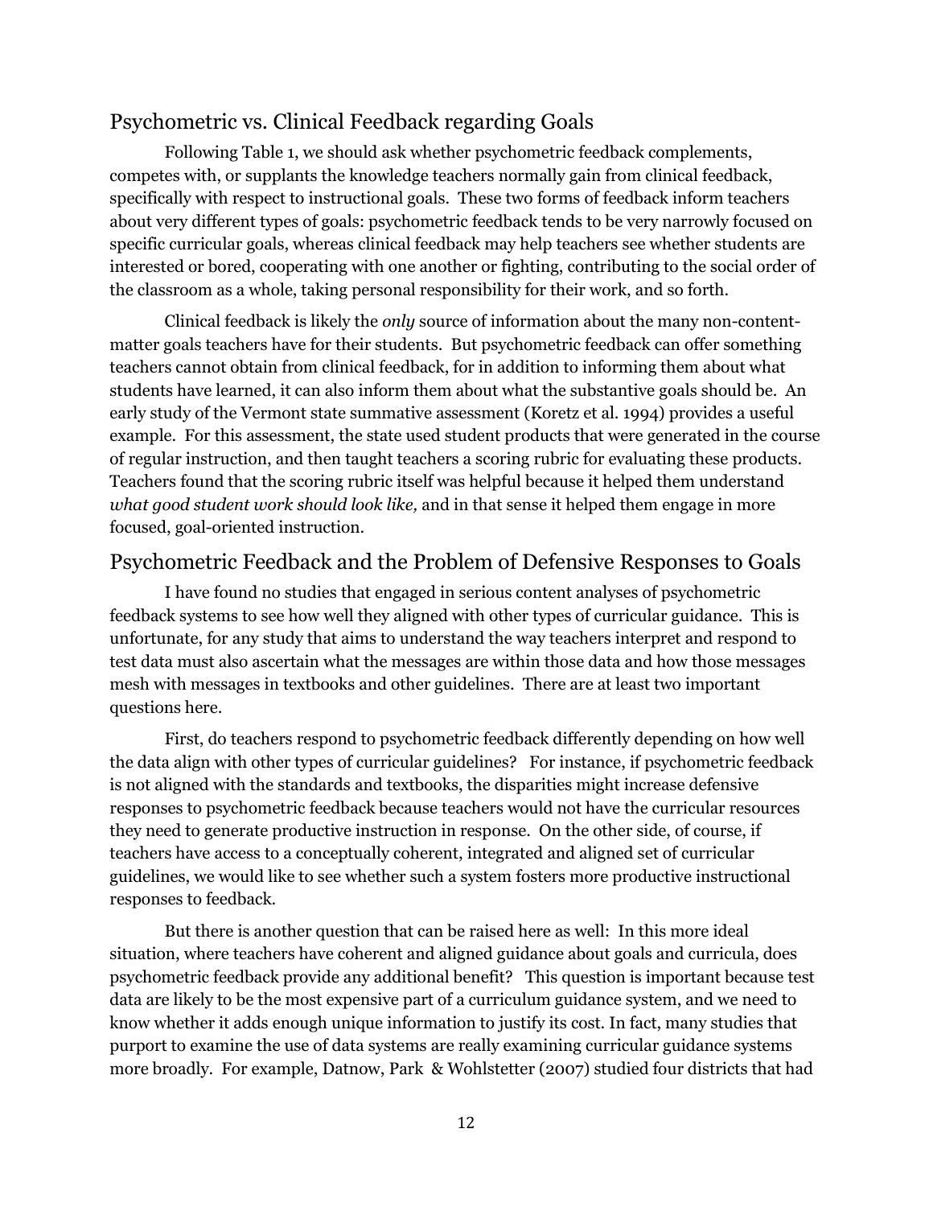## Psychometric vs. Clinical Feedback regarding Goals

Following Table 1, we should ask whether psychometric feedback complements, competes with, or supplants the knowledge teachers normally gain from clinical feedback, specifically with respect to instructional goals. These two forms of feedback inform teachers about very different types of goals: psychometric feedback tends to be very narrowly focused on specific curricular goals, whereas clinical feedback may help teachers see whether students are interested or bored, cooperating with one another or fighting, contributing to the social order of the classroom as a whole, taking personal responsibility for their work, and so forth.

Clinical feedback is likely the *only* source of information about the many non-content-matter goals teachers have for their students. But psychometric feedback can offer something teachers cannot obtain from clinical feedback, for in addition to informing them about what students have learned, it can also inform them about what the substantive goals should be. An early study of the Vermont state summative assessment (Koretz et al. 1994) provides a useful example. For this assessment, the state used student products that were generated in the course of regular instruction, and then taught teachers a scoring rubric for evaluating these products. Teachers found that the scoring rubric itself was helpful because it helped them understand *what good student work should look like,* and in that sense it helped them engage in more focused, goal-oriented instruction.

## Psychometric Feedback and the Problem of Defensive Responses to Goals

I have found no studies that engaged in serious content analyses of psychometric feedback systems to see how well they aligned with other types of curricular guidance. This is unfortunate, for any study that aims to understand the way teachers interpret and respond to test data must also ascertain what the messages are within those data and how those messages mesh with messages in textbooks and other guidelines. There are at least two important questions here.

First, do teachers respond to psychometric feedback differently depending on how well the data align with other types of curricular guidelines? For instance, if psychometric feedback is not aligned with the standards and textbooks, the disparities might increase defensive responses to psychometric feedback because teachers would not have the curricular resources they need to generate productive instruction in response. On the other side, of course, if teachers have access to a conceptually coherent, integrated and aligned set of curricular guidelines, we would like to see whether such a system fosters more productive instructional responses to feedback.

But there is another question that can be raised here as well: In this more ideal situation, where teachers have coherent and aligned guidance about goals and curricula, does psychometric feedback provide any additional benefit? This question is important because test data are likely to be the most expensive part of a curriculum guidance system, and we need to know whether it adds enough unique information to justify its cost. In fact, many studies that purport to examine the use of data systems are really examining curricular guidance systems more broadly. For example, Datnow, Park & Wohlstetter (2007) studied four districts that had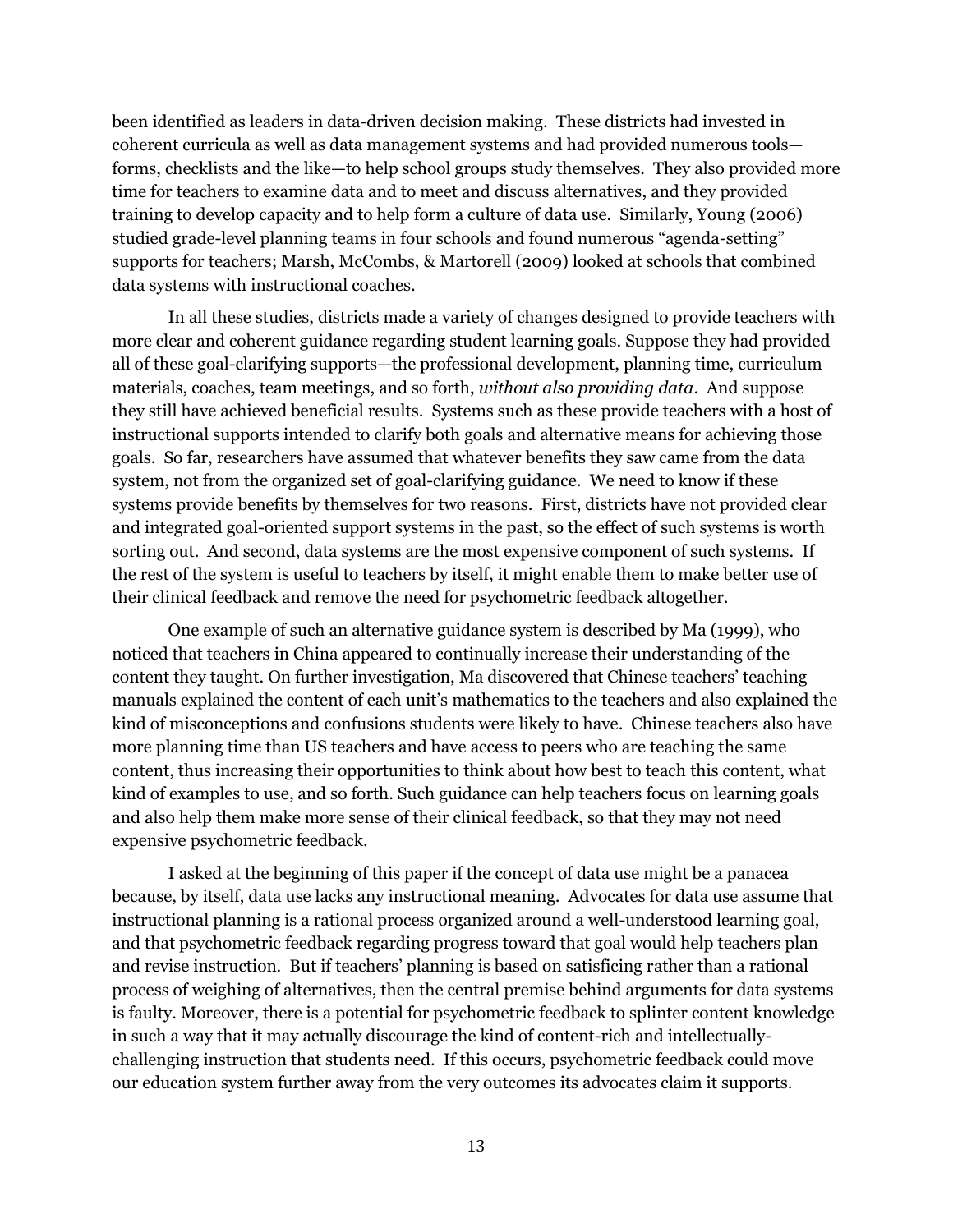been identified as leaders in data-driven decision making. These districts had invested in coherent curricula as well as data management systems and had provided numerous tools—forms, checklists and the like—to help school groups study themselves. They also provided more time for teachers to examine data and to meet and discuss alternatives, and they provided training to develop capacity and to help form a culture of data use. Similarly, Young (2006) studied grade-level planning teams in four schools and found numerous "agenda-setting" supports for teachers; Marsh, McCombs, & Martorell (2009) looked at schools that combined data systems with instructional coaches.

In all these studies, districts made a variety of changes designed to provide teachers with more clear and coherent guidance regarding student learning goals. Suppose they had provided all of these goal-clarifying supports—the professional development, planning time, curriculum materials, coaches, team meetings, and so forth, *without also providing data*. And suppose they still have achieved beneficial results. Systems such as these provide teachers with a host of instructional supports intended to clarify both goals and alternative means for achieving those goals. So far, researchers have assumed that whatever benefits they saw came from the data system, not from the organized set of goal-clarifying guidance. We need to know if these systems provide benefits by themselves for two reasons. First, districts have not provided clear and integrated goal-oriented support systems in the past, so the effect of such systems is worth sorting out. And second, data systems are the most expensive component of such systems. If the rest of the system is useful to teachers by itself, it might enable them to make better use of their clinical feedback and remove the need for psychometric feedback altogether.

One example of such an alternative guidance system is described by Ma (1999), who noticed that teachers in China appeared to continually increase their understanding of the content they taught. On further investigation, Ma discovered that Chinese teachers' teaching manuals explained the content of each unit's mathematics to the teachers and also explained the kind of misconceptions and confusions students were likely to have. Chinese teachers also have more planning time than US teachers and have access to peers who are teaching the same content, thus increasing their opportunities to think about how best to teach this content, what kind of examples to use, and so forth. Such guidance can help teachers focus on learning goals and also help them make more sense of their clinical feedback, so that they may not need expensive psychometric feedback.

I asked at the beginning of this paper if the concept of data use might be a panacea because, by itself, data use lacks any instructional meaning. Advocates for data use assume that instructional planning is a rational process organized around a well-understood learning goal, and that psychometric feedback regarding progress toward that goal would help teachers plan and revise instruction. But if teachers' planning is based on satisficing rather than a rational process of weighing of alternatives, then the central premise behind arguments for data systems is faulty. Moreover, there is a potential for psychometric feedback to splinter content knowledge in such a way that it may actually discourage the kind of content-rich and intellectually-challenging instruction that students need. If this occurs, psychometric feedback could move our education system further away from the very outcomes its advocates claim it supports.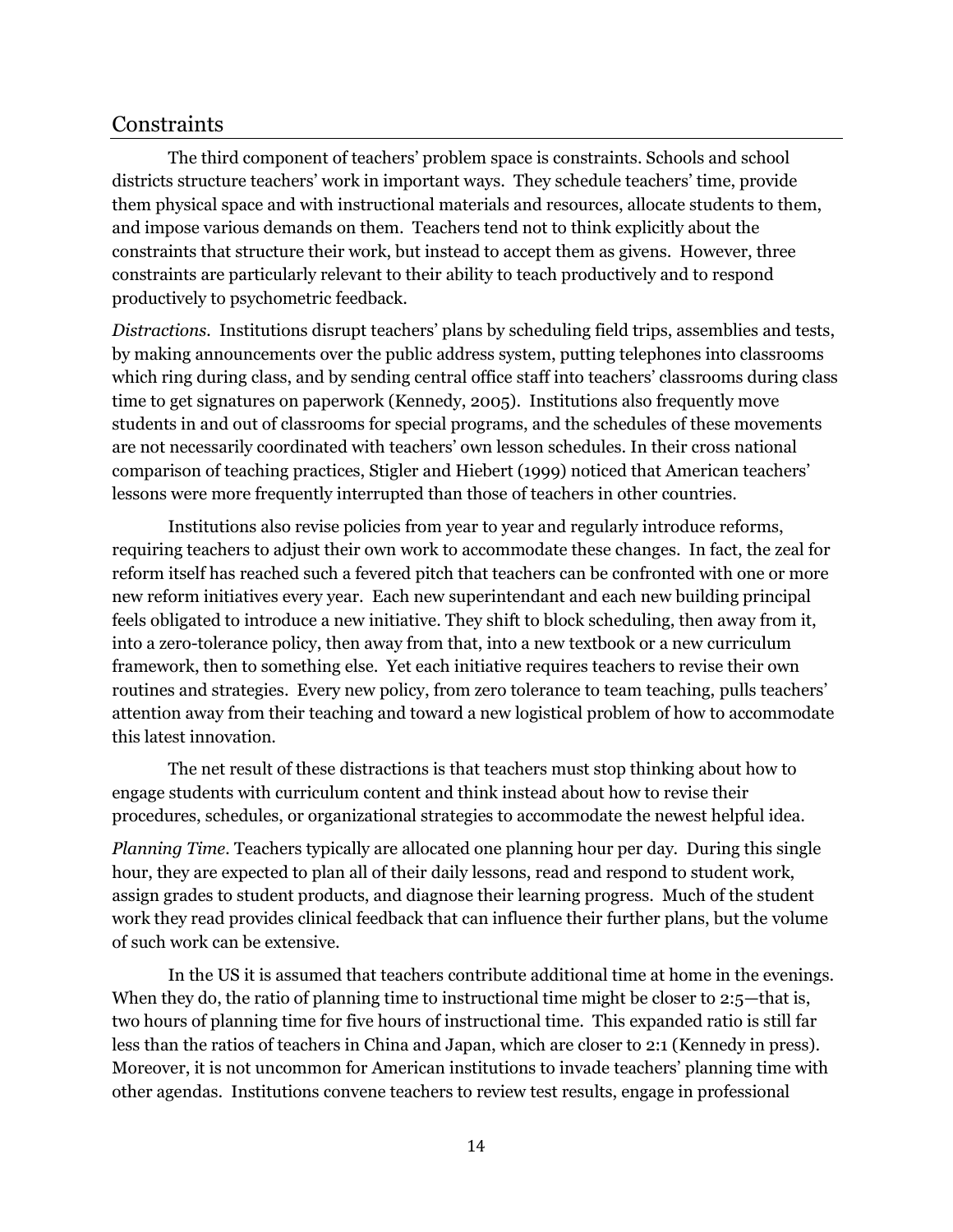## Constraints

The third component of teachers' problem space is constraints. Schools and school districts structure teachers' work in important ways. They schedule teachers' time, provide them physical space and with instructional materials and resources, allocate students to them, and impose various demands on them. Teachers tend not to think explicitly about the constraints that structure their work, but instead to accept them as givens. However, three constraints are particularly relevant to their ability to teach productively and to respond productively to psychometric feedback.

*Distractions*. Institutions disrupt teachers' plans by scheduling field trips, assemblies and tests, by making announcements over the public address system, putting telephones into classrooms which ring during class, and by sending central office staff into teachers' classrooms during class time to get signatures on paperwork (Kennedy, 2005). Institutions also frequently move students in and out of classrooms for special programs, and the schedules of these movements are not necessarily coordinated with teachers' own lesson schedules. In their cross national comparison of teaching practices, Stigler and Hiebert (1999) noticed that American teachers' lessons were more frequently interrupted than those of teachers in other countries.

Institutions also revise policies from year to year and regularly introduce reforms, requiring teachers to adjust their own work to accommodate these changes. In fact, the zeal for reform itself has reached such a fevered pitch that teachers can be confronted with one or more new reform initiatives every year. Each new superintendant and each new building principal feels obligated to introduce a new initiative. They shift to block scheduling, then away from it, into a zero-tolerance policy, then away from that, into a new textbook or a new curriculum framework, then to something else. Yet each initiative requires teachers to revise their own routines and strategies. Every new policy, from zero tolerance to team teaching, pulls teachers' attention away from their teaching and toward a new logistical problem of how to accommodate this latest innovation.

The net result of these distractions is that teachers must stop thinking about how to engage students with curriculum content and think instead about how to revise their procedures, schedules, or organizational strategies to accommodate the newest helpful idea.

*Planning Time*. Teachers typically are allocated one planning hour per day. During this single hour, they are expected to plan all of their daily lessons, read and respond to student work, assign grades to student products, and diagnose their learning progress. Much of the student work they read provides clinical feedback that can influence their further plans, but the volume of such work can be extensive.

In the US it is assumed that teachers contribute additional time at home in the evenings. When they do, the ratio of planning time to instructional time might be closer to 2:5—that is, two hours of planning time for five hours of instructional time. This expanded ratio is still far less than the ratios of teachers in China and Japan, which are closer to 2:1 (Kennedy in press). Moreover, it is not uncommon for American institutions to invade teachers' planning time with other agendas. Institutions convene teachers to review test results, engage in professional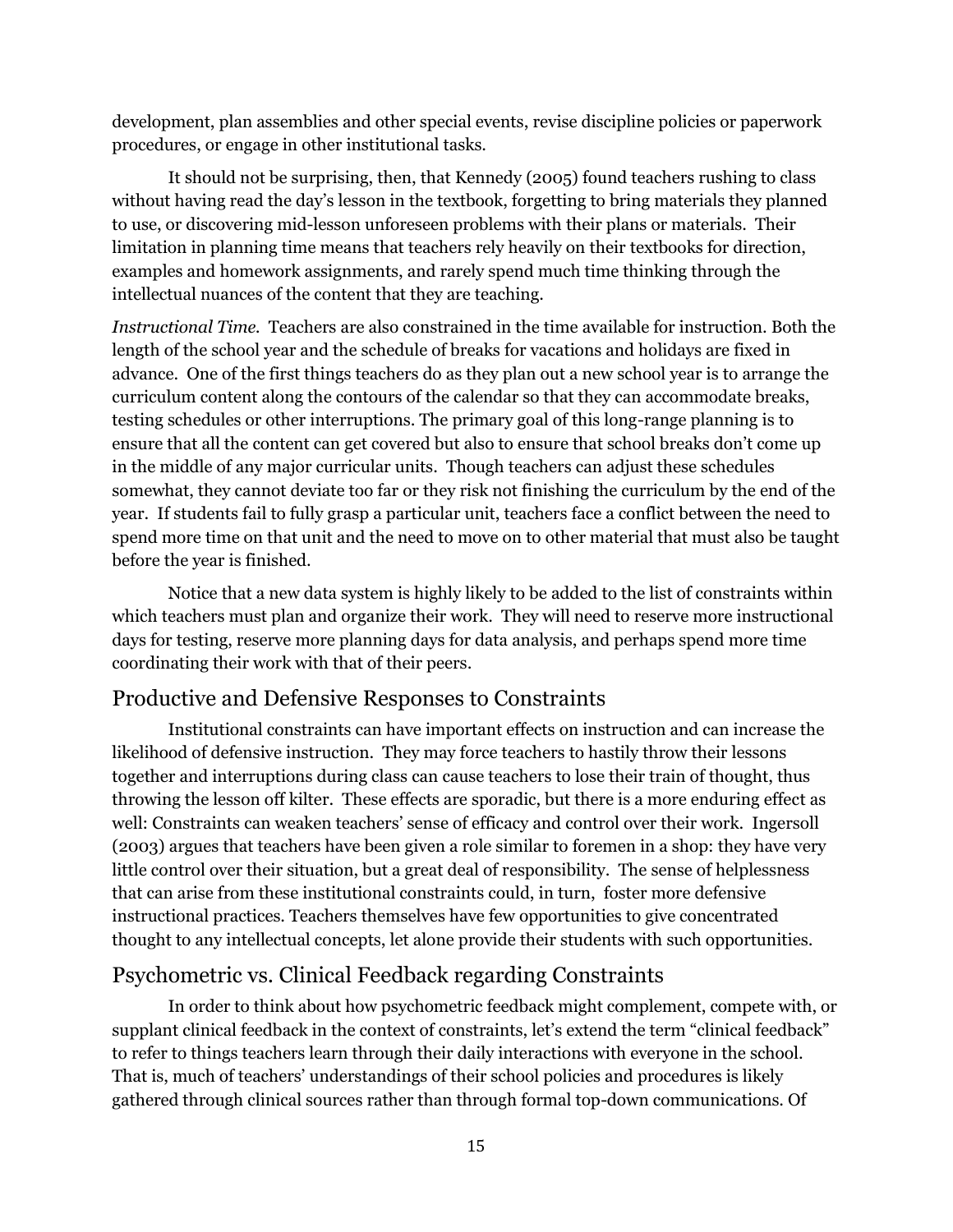development, plan assemblies and other special events, revise discipline policies or paperwork procedures, or engage in other institutional tasks.

It should not be surprising, then, that Kennedy (2005) found teachers rushing to class without having read the day's lesson in the textbook, forgetting to bring materials they planned to use, or discovering mid-lesson unforeseen problems with their plans or materials. Their limitation in planning time means that teachers rely heavily on their textbooks for direction, examples and homework assignments, and rarely spend much time thinking through the intellectual nuances of the content that they are teaching.

*Instructional Time.* Teachers are also constrained in the time available for instruction. Both the length of the school year and the schedule of breaks for vacations and holidays are fixed in advance. One of the first things teachers do as they plan out a new school year is to arrange the curriculum content along the contours of the calendar so that they can accommodate breaks, testing schedules or other interruptions. The primary goal of this long-range planning is to ensure that all the content can get covered but also to ensure that school breaks don't come up in the middle of any major curricular units. Though teachers can adjust these schedules somewhat, they cannot deviate too far or they risk not finishing the curriculum by the end of the year. If students fail to fully grasp a particular unit, teachers face a conflict between the need to spend more time on that unit and the need to move on to other material that must also be taught before the year is finished.

Notice that a new data system is highly likely to be added to the list of constraints within which teachers must plan and organize their work. They will need to reserve more instructional days for testing, reserve more planning days for data analysis, and perhaps spend more time coordinating their work with that of their peers.

## Productive and Defensive Responses to Constraints

Institutional constraints can have important effects on instruction and can increase the likelihood of defensive instruction. They may force teachers to hastily throw their lessons together and interruptions during class can cause teachers to lose their train of thought, thus throwing the lesson off kilter. These effects are sporadic, but there is a more enduring effect as well: Constraints can weaken teachers' sense of efficacy and control over their work. Ingersoll (2003) argues that teachers have been given a role similar to foremen in a shop: they have very little control over their situation, but a great deal of responsibility. The sense of helplessness that can arise from these institutional constraints could, in turn, foster more defensive instructional practices. Teachers themselves have few opportunities to give concentrated thought to any intellectual concepts, let alone provide their students with such opportunities.

## Psychometric vs. Clinical Feedback regarding Constraints

In order to think about how psychometric feedback might complement, compete with, or supplant clinical feedback in the context of constraints, let's extend the term "clinical feedback" to refer to things teachers learn through their daily interactions with everyone in the school. That is, much of teachers' understandings of their school policies and procedures is likely gathered through clinical sources rather than through formal top-down communications. Of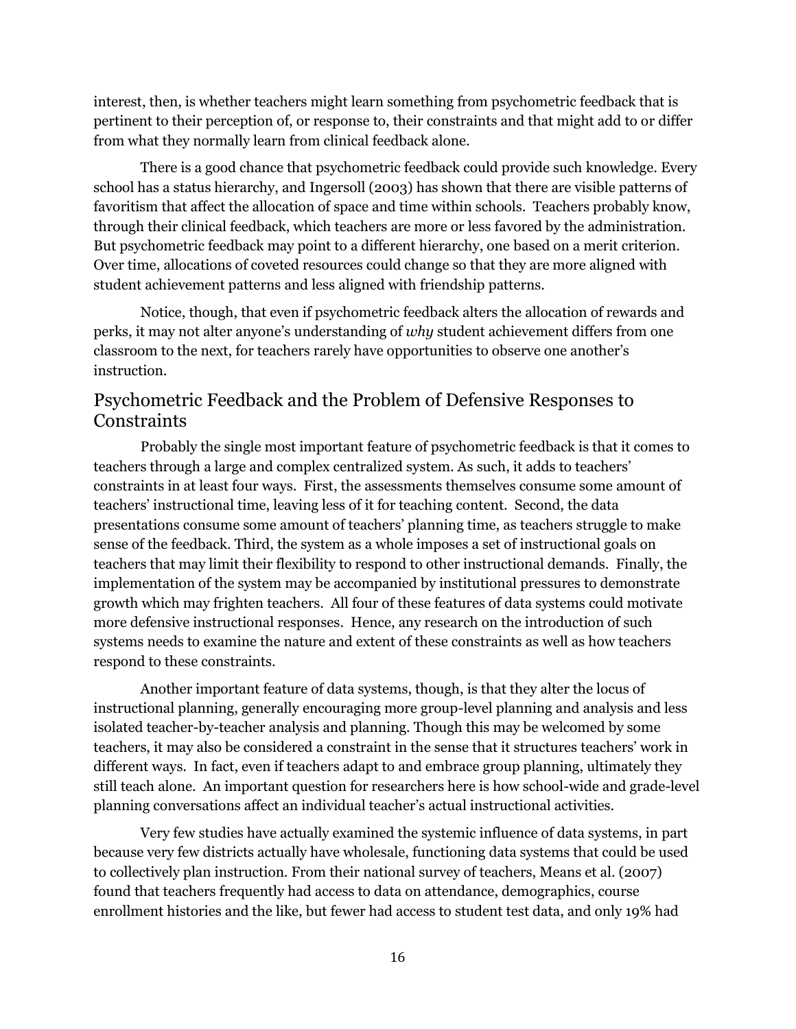interest, then, is whether teachers might learn something from psychometric feedback that is pertinent to their perception of, or response to, their constraints and that might add to or differ from what they normally learn from clinical feedback alone.

There is a good chance that psychometric feedback could provide such knowledge. Every school has a status hierarchy, and Ingersoll (2003) has shown that there are visible patterns of favoritism that affect the allocation of space and time within schools. Teachers probably know, through their clinical feedback, which teachers are more or less favored by the administration. But psychometric feedback may point to a different hierarchy, one based on a merit criterion. Over time, allocations of coveted resources could change so that they are more aligned with student achievement patterns and less aligned with friendship patterns.

Notice, though, that even if psychometric feedback alters the allocation of rewards and perks, it may not alter anyone's understanding of *why* student achievement differs from one classroom to the next, for teachers rarely have opportunities to observe one another's instruction.

## Psychometric Feedback and the Problem of Defensive Responses to Constraints

Probably the single most important feature of psychometric feedback is that it comes to teachers through a large and complex centralized system. As such, it adds to teachers' constraints in at least four ways. First, the assessments themselves consume some amount of teachers' instructional time, leaving less of it for teaching content. Second, the data presentations consume some amount of teachers' planning time, as teachers struggle to make sense of the feedback. Third, the system as a whole imposes a set of instructional goals on teachers that may limit their flexibility to respond to other instructional demands. Finally, the implementation of the system may be accompanied by institutional pressures to demonstrate growth which may frighten teachers. All four of these features of data systems could motivate more defensive instructional responses. Hence, any research on the introduction of such systems needs to examine the nature and extent of these constraints as well as how teachers respond to these constraints.

Another important feature of data systems, though, is that they alter the locus of instructional planning, generally encouraging more group-level planning and analysis and less isolated teacher-by-teacher analysis and planning. Though this may be welcomed by some teachers, it may also be considered a constraint in the sense that it structures teachers' work in different ways. In fact, even if teachers adapt to and embrace group planning, ultimately they still teach alone. An important question for researchers here is how school-wide and grade-level planning conversations affect an individual teacher's actual instructional activities.

Very few studies have actually examined the systemic influence of data systems, in part because very few districts actually have wholesale, functioning data systems that could be used to collectively plan instruction. From their national survey of teachers, Means et al. (2007) found that teachers frequently had access to data on attendance, demographics, course enrollment histories and the like, but fewer had access to student test data, and only 19% had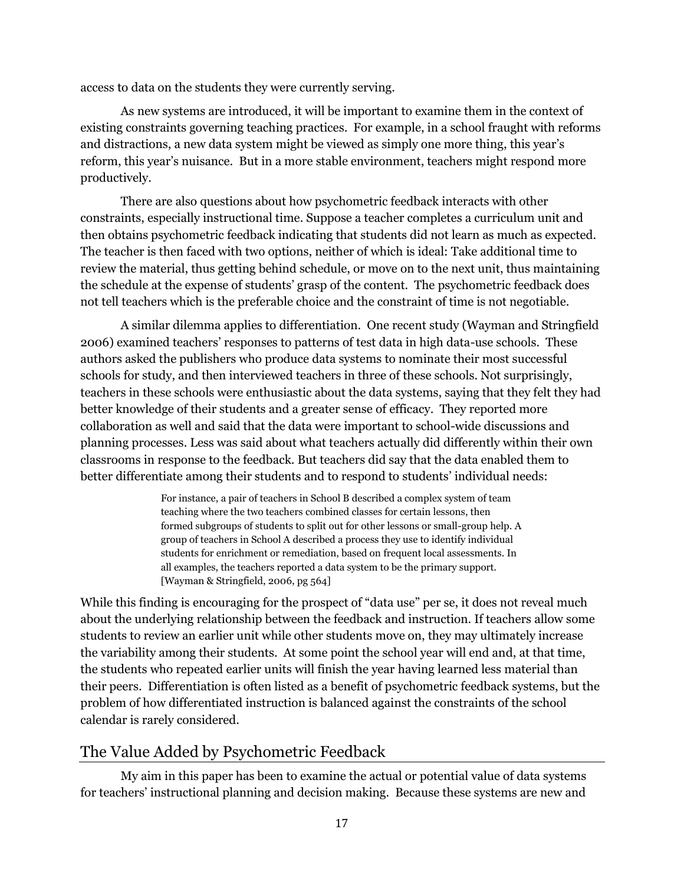access to data on the students they were currently serving.

As new systems are introduced, it will be important to examine them in the context of existing constraints governing teaching practices. For example, in a school fraught with reforms and distractions, a new data system might be viewed as simply one more thing, this year's reform, this year's nuisance. But in a more stable environment, teachers might respond more productively.

There are also questions about how psychometric feedback interacts with other constraints, especially instructional time. Suppose a teacher completes a curriculum unit and then obtains psychometric feedback indicating that students did not learn as much as expected. The teacher is then faced with two options, neither of which is ideal: Take additional time to review the material, thus getting behind schedule, or move on to the next unit, thus maintaining the schedule at the expense of students' grasp of the content. The psychometric feedback does not tell teachers which is the preferable choice and the constraint of time is not negotiable.

A similar dilemma applies to differentiation. One recent study (Wayman and Stringfield 2006) examined teachers' responses to patterns of test data in high data-use schools. These authors asked the publishers who produce data systems to nominate their most successful schools for study, and then interviewed teachers in three of these schools. Not surprisingly, teachers in these schools were enthusiastic about the data systems, saying that they felt they had better knowledge of their students and a greater sense of efficacy. They reported more collaboration as well and said that the data were important to school-wide discussions and planning processes. Less was said about what teachers actually did differently within their own classrooms in response to the feedback. But teachers did say that the data enabled them to better differentiate among their students and to respond to students' individual needs:

> For instance, a pair of teachers in School B described a complex system of team teaching where the two teachers combined classes for certain lessons, then formed subgroups of students to split out for other lessons or small-group help. A group of teachers in School A described a process they use to identify individual students for enrichment or remediation, based on frequent local assessments. In all examples, the teachers reported a data system to be the primary support. [Wayman & Stringfield, 2006, pg 564]

While this finding is encouraging for the prospect of "data use" per se, it does not reveal much about the underlying relationship between the feedback and instruction. If teachers allow some students to review an earlier unit while other students move on, they may ultimately increase the variability among their students. At some point the school year will end and, at that time, the students who repeated earlier units will finish the year having learned less material than their peers. Differentiation is often listed as a benefit of psychometric feedback systems, but the problem of how differentiated instruction is balanced against the constraints of the school calendar is rarely considered.

## The Value Added by Psychometric Feedback

My aim in this paper has been to examine the actual or potential value of data systems for teachers' instructional planning and decision making. Because these systems are new and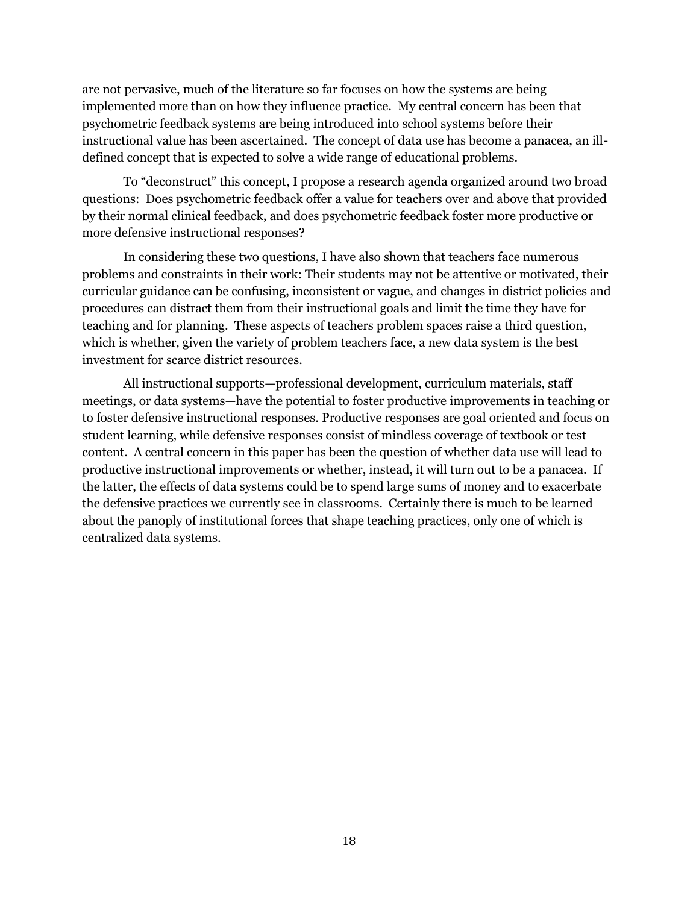are not pervasive, much of the literature so far focuses on how the systems are being implemented more than on how they influence practice. My central concern has been that psychometric feedback systems are being introduced into school systems before their instructional value has been ascertained. The concept of data use has become a panacea, an ill-defined concept that is expected to solve a wide range of educational problems.

To "deconstruct" this concept, I propose a research agenda organized around two broad questions: Does psychometric feedback offer a value for teachers over and above that provided by their normal clinical feedback, and does psychometric feedback foster more productive or more defensive instructional responses?

In considering these two questions, I have also shown that teachers face numerous problems and constraints in their work: Their students may not be attentive or motivated, their curricular guidance can be confusing, inconsistent or vague, and changes in district policies and procedures can distract them from their instructional goals and limit the time they have for teaching and for planning. These aspects of teachers problem spaces raise a third question, which is whether, given the variety of problem teachers face, a new data system is the best investment for scarce district resources.

All instructional supports—professional development, curriculum materials, staff meetings, or data systems—have the potential to foster productive improvements in teaching or to foster defensive instructional responses. Productive responses are goal oriented and focus on student learning, while defensive responses consist of mindless coverage of textbook or test content. A central concern in this paper has been the question of whether data use will lead to productive instructional improvements or whether, instead, it will turn out to be a panacea. If the latter, the effects of data systems could be to spend large sums of money and to exacerbate the defensive practices we currently see in classrooms. Certainly there is much to be learned about the panoply of institutional forces that shape teaching practices, only one of which is centralized data systems.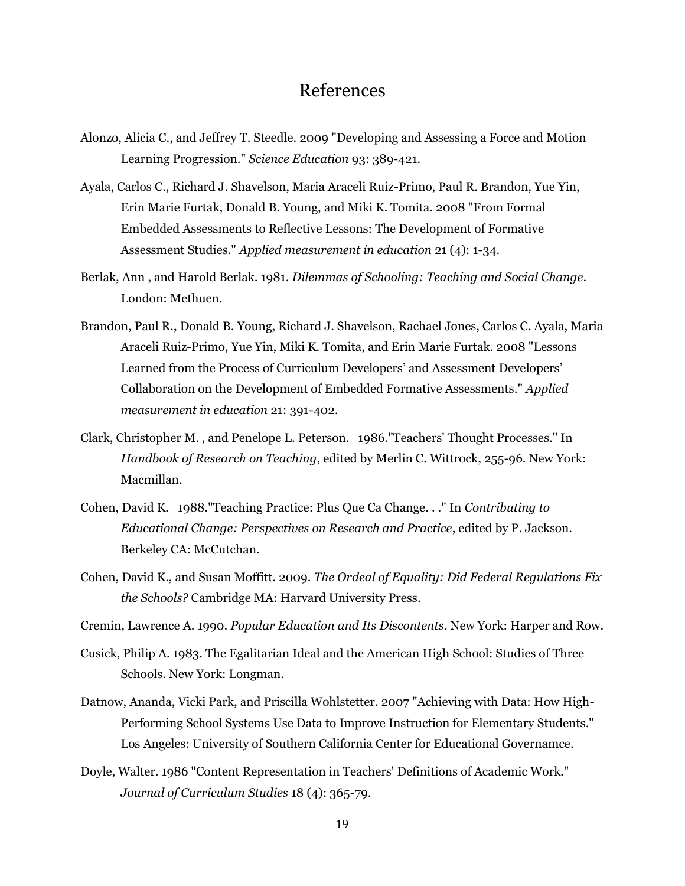# References

Alonzo, Alicia C., and Jeffrey T. Steedle. 2009 "Developing and Assessing a Force and Motion Learning Progression." *Science Education* 93: 389-421.

Ayala, Carlos C., Richard J. Shavelson, Maria Araceli Ruiz-Primo, Paul R. Brandon, Yue Yin, Erin Marie Furtak, Donald B. Young, and Miki K. Tomita. 2008 "From Formal Embedded Assessments to Reflective Lessons: The Development of Formative Assessment Studies." *Applied measurement in education* 21 (4): 1-34.

Berlak, Ann , and Harold Berlak. 1981. *Dilemmas of Schooling: Teaching and Social Change*. London: Methuen.

Brandon, Paul R., Donald B. Young, Richard J. Shavelson, Rachael Jones, Carlos C. Ayala, Maria Araceli Ruiz-Primo, Yue Yin, Miki K. Tomita, and Erin Marie Furtak. 2008 "Lessons Learned from the Process of Curriculum Developers' and Assessment Developers' Collaboration on the Development of Embedded Formative Assessments." *Applied measurement in education* 21: 391-402.

Clark, Christopher M. , and Penelope L. Peterson. 1986."Teachers' Thought Processes." In *Handbook of Research on Teaching*, edited by Merlin C. Wittrock, 255-96. New York: Macmillan.

Cohen, David K. 1988."Teaching Practice: Plus Que Ca Change. . ." In *Contributing to Educational Change: Perspectives on Research and Practice*, edited by P. Jackson. Berkeley CA: McCutchan.

Cohen, David K., and Susan Moffitt. 2009. *The Ordeal of Equality: Did Federal Regulations Fix the Schools?* Cambridge MA: Harvard University Press.

Cremin, Lawrence A. 1990. *Popular Education and Its Discontents*. New York: Harper and Row.

Cusick, Philip A. 1983. The Egalitarian Ideal and the American High School: Studies of Three Schools. New York: Longman.

Datnow, Ananda, Vicki Park, and Priscilla Wohlstetter. 2007 "Achieving with Data: How High-Performing School Systems Use Data to Improve Instruction for Elementary Students." Los Angeles: University of Southern California Center for Educational Governamce.

Doyle, Walter. 1986 "Content Representation in Teachers' Definitions of Academic Work." *Journal of Curriculum Studies* 18 (4): 365-79.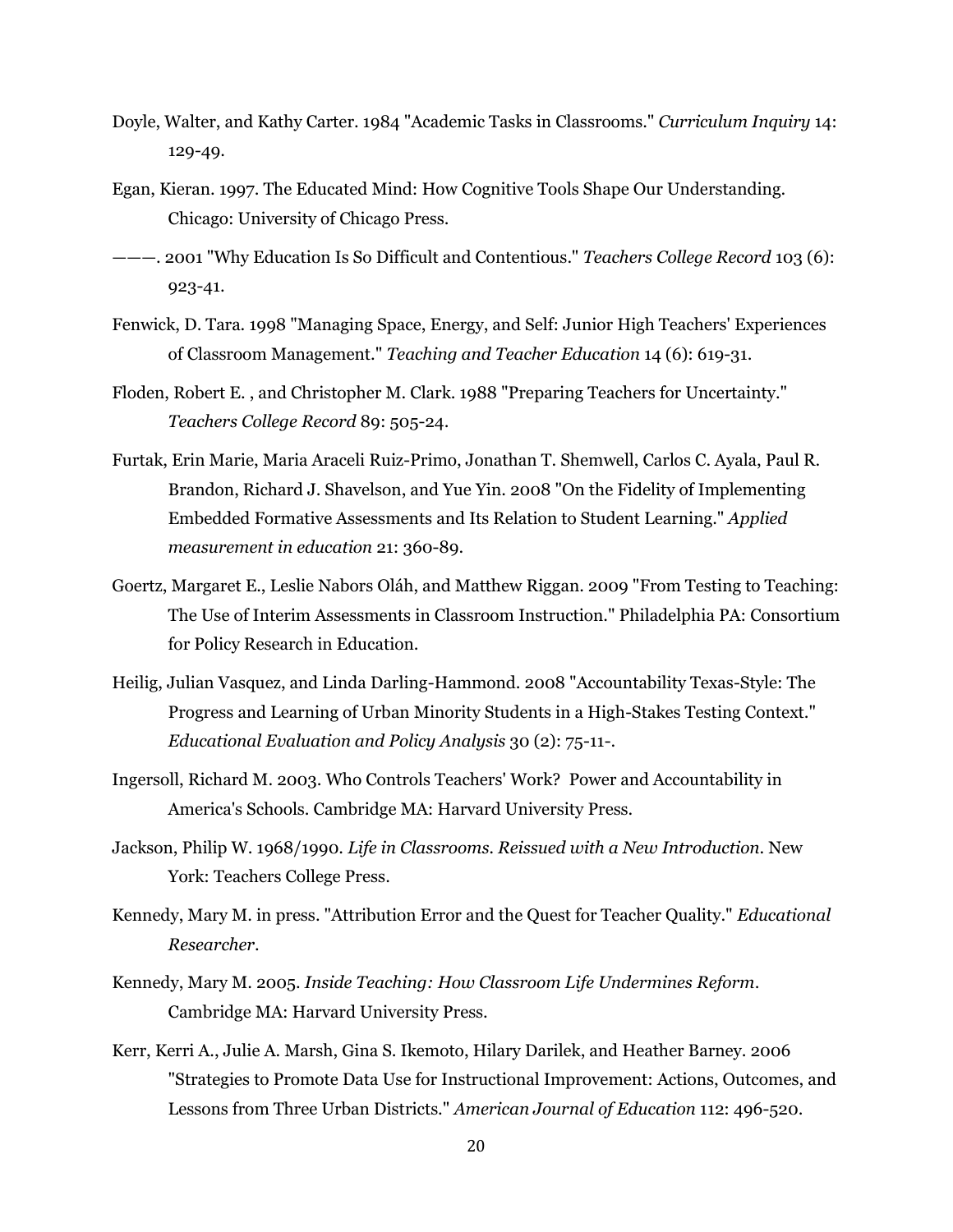Doyle, Walter, and Kathy Carter. 1984 "Academic Tasks in Classrooms." *Curriculum Inquiry* 14: 129-49.

Egan, Kieran. 1997. The Educated Mind: How Cognitive Tools Shape Our Understanding. Chicago: University of Chicago Press.

———. 2001 "Why Education Is So Difficult and Contentious." *Teachers College Record* 103 (6): 923-41.

Fenwick, D. Tara. 1998 "Managing Space, Energy, and Self: Junior High Teachers' Experiences of Classroom Management." *Teaching and Teacher Education* 14 (6): 619-31.

Floden, Robert E. , and Christopher M. Clark. 1988 "Preparing Teachers for Uncertainty." *Teachers College Record* 89: 505-24.

Furtak, Erin Marie, Maria Araceli Ruiz-Primo, Jonathan T. Shemwell, Carlos C. Ayala, Paul R. Brandon, Richard J. Shavelson, and Yue Yin. 2008 "On the Fidelity of Implementing Embedded Formative Assessments and Its Relation to Student Learning." *Applied measurement in education* 21: 360-89.

Goertz, Margaret E., Leslie Nabors Oláh, and Matthew Riggan. 2009 "From Testing to Teaching: The Use of Interim Assessments in Classroom Instruction." Philadelphia PA: Consortium for Policy Research in Education.

Heilig, Julian Vasquez, and Linda Darling-Hammond. 2008 "Accountability Texas-Style: The Progress and Learning of Urban Minority Students in a High-Stakes Testing Context." *Educational Evaluation and Policy Analysis* 30 (2): 75-11-.

Ingersoll, Richard M. 2003. Who Controls Teachers' Work? Power and Accountability in America's Schools. Cambridge MA: Harvard University Press.

Jackson, Philip W. 1968/1990. *Life in Classrooms. Reissued with a New Introduction.* New York: Teachers College Press.

Kennedy, Mary M. in press. "Attribution Error and the Quest for Teacher Quality." *Educational Researcher*.

Kennedy, Mary M. 2005. *Inside Teaching: How Classroom Life Undermines Reform*. Cambridge MA: Harvard University Press.

Kerr, Kerri A., Julie A. Marsh, Gina S. Ikemoto, Hilary Darilek, and Heather Barney. 2006 "Strategies to Promote Data Use for Instructional Improvement: Actions, Outcomes, and Lessons from Three Urban Districts." *American Journal of Education* 112: 496-520.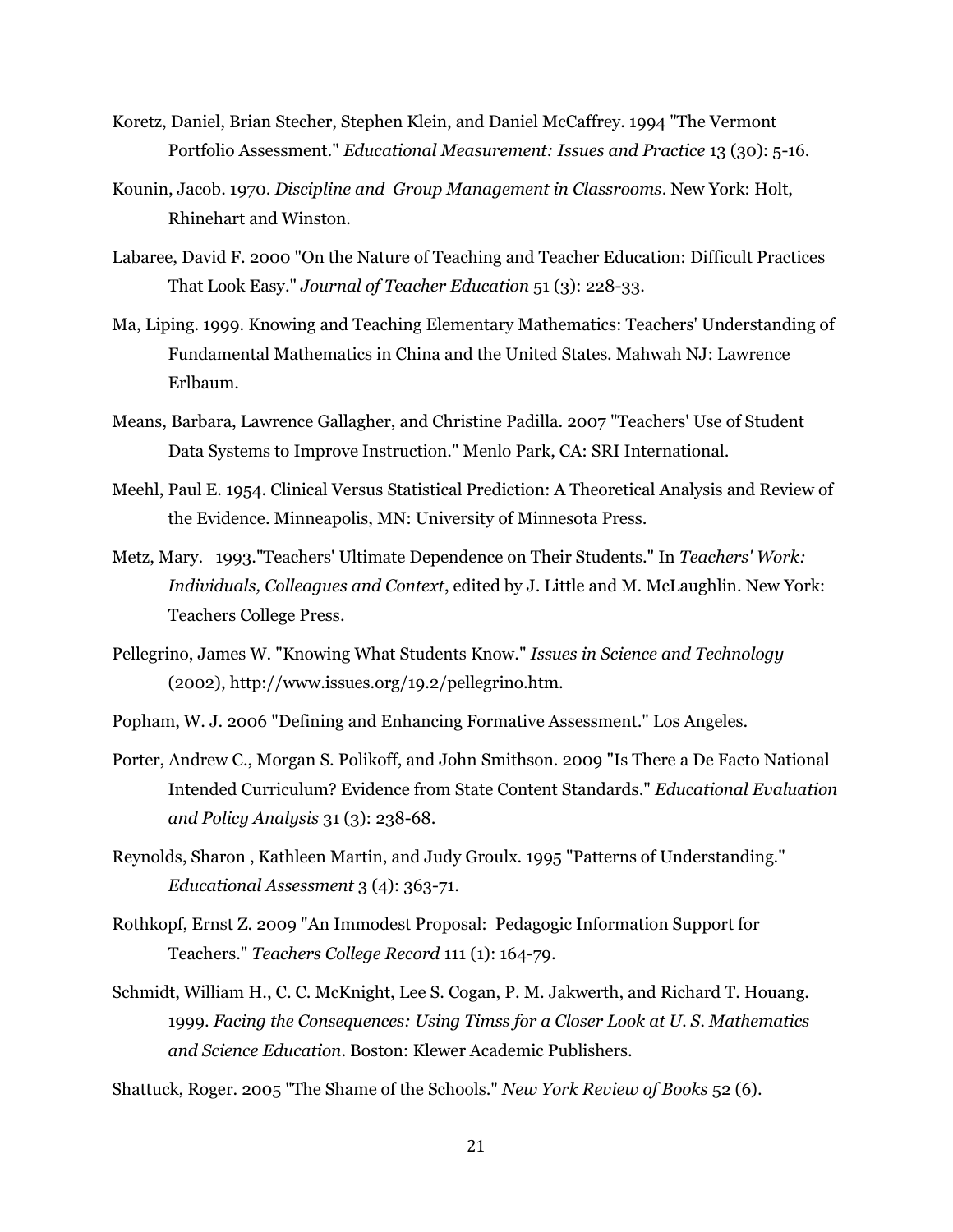Koretz, Daniel, Brian Stecher, Stephen Klein, and Daniel McCaffrey. 1994 "The Vermont Portfolio Assessment." *Educational Measurement: Issues and Practice* 13 (30): 5-16.

Kounin, Jacob. 1970. *Discipline and Group Management in Classrooms*. New York: Holt, Rhinehart and Winston.

Labaree, David F. 2000 "On the Nature of Teaching and Teacher Education: Difficult Practices That Look Easy." *Journal of Teacher Education* 51 (3): 228-33.

Ma, Liping. 1999. Knowing and Teaching Elementary Mathematics: Teachers' Understanding of Fundamental Mathematics in China and the United States. Mahwah NJ: Lawrence Erlbaum.

Means, Barbara, Lawrence Gallagher, and Christine Padilla. 2007 "Teachers' Use of Student Data Systems to Improve Instruction." Menlo Park, CA: SRI International.

Meehl, Paul E. 1954. Clinical Versus Statistical Prediction: A Theoretical Analysis and Review of the Evidence. Minneapolis, MN: University of Minnesota Press.

Metz, Mary. 1993."Teachers' Ultimate Dependence on Their Students." In *Teachers' Work: Individuals, Colleagues and Context*, edited by J. Little and M. McLaughlin. New York: Teachers College Press.

Pellegrino, James W. "Knowing What Students Know." *Issues in Science and Technology* (2002), http://www.issues.org/19.2/pellegrino.htm.

Popham, W. J. 2006 "Defining and Enhancing Formative Assessment." Los Angeles.

Porter, Andrew C., Morgan S. Polikoff, and John Smithson. 2009 "Is There a De Facto National Intended Curriculum? Evidence from State Content Standards." *Educational Evaluation and Policy Analysis* 31 (3): 238-68.

Reynolds, Sharon , Kathleen Martin, and Judy Groulx. 1995 "Patterns of Understanding." *Educational Assessment* 3 (4): 363-71.

Rothkopf, Ernst Z. 2009 "An Immodest Proposal: Pedagogic Information Support for Teachers." *Teachers College Record* 111 (1): 164-79.

Schmidt, William H., C. C. McKnight, Lee S. Cogan, P. M. Jakwerth, and Richard T. Houang. 1999. *Facing the Consequences: Using Timss for a Closer Look at U. S. Mathematics and Science Education*. Boston: Klewer Academic Publishers.

Shattuck, Roger. 2005 "The Shame of the Schools." *New York Review of Books* 52 (6).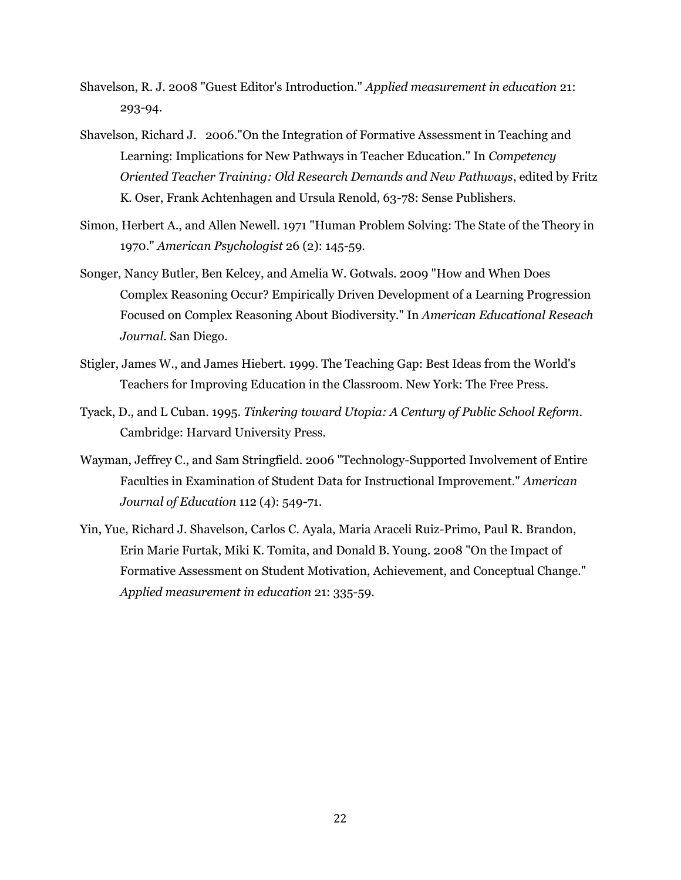Shavelson, R. J. 2008 "Guest Editor's Introduction." *Applied measurement in education* 21: 293-94.

Shavelson, Richard J. 2006."On the Integration of Formative Assessment in Teaching and Learning: Implications for New Pathways in Teacher Education." In *Competency Oriented Teacher Training: Old Research Demands and New Pathways*, edited by Fritz K. Oser, Frank Achtenhagen and Ursula Renold, 63-78: Sense Publishers.

Simon, Herbert A., and Allen Newell. 1971 "Human Problem Solving: The State of the Theory in 1970." *American Psychologist* 26 (2): 145-59.

Songer, Nancy Butler, Ben Kelcey, and Amelia W. Gotwals. 2009 "How and When Does Complex Reasoning Occur? Empirically Driven Development of a Learning Progression Focused on Complex Reasoning About Biodiversity." In *American Educational Reseach Journal*. San Diego.

Stigler, James W., and James Hiebert. 1999. The Teaching Gap: Best Ideas from the World's Teachers for Improving Education in the Classroom. New York: The Free Press.

Tyack, D., and L Cuban. 1995. *Tinkering toward Utopia: A Century of Public School Reform*. Cambridge: Harvard University Press.

Wayman, Jeffrey C., and Sam Stringfield. 2006 "Technology-Supported Involvement of Entire Faculties in Examination of Student Data for Instructional Improvement." *American Journal of Education* 112 (4): 549-71.

Yin, Yue, Richard J. Shavelson, Carlos C. Ayala, Maria Araceli Ruiz-Primo, Paul R. Brandon, Erin Marie Furtak, Miki K. Tomita, and Donald B. Young. 2008 "On the Impact of Formative Assessment on Student Motivation, Achievement, and Conceptual Change." *Applied measurement in education* 21: 335-59.